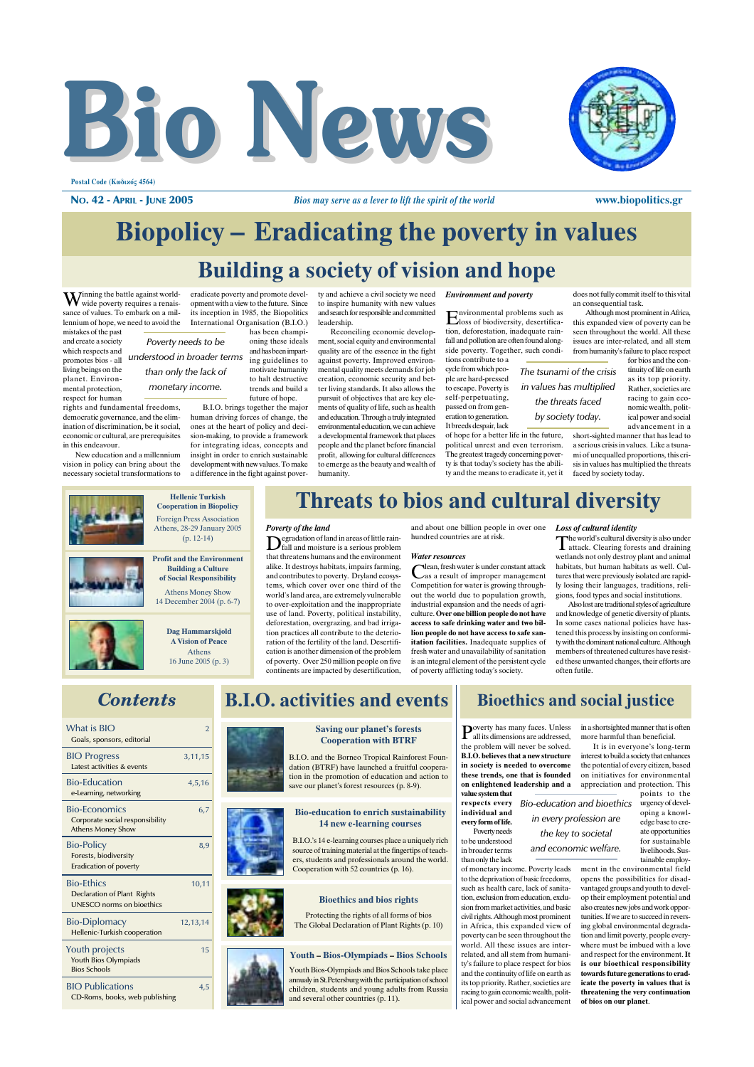# Bio News

Postal Code (Κωδικός 4564)

**No. 42 - April - June 2005** — *Bios may serve as a lever to lift the spirit of the world* — www.biopolitics.gr

# Biopolicy – Eradicating the poverty in values

## Building a society of vision and hope

Winning the battle against worldwide poverty requires a renaissance of values. To embark on a millennium of hope, we need to avoid the mistakes of the past and create a society which respects and promotes bios - all living beings on the planet. Environmental protection, respect for human rights and fundamental freedoms, democratic governance, and the elimination of discrimination, be it social, economic or cultural, are prerequisites in this endeavour.

*Poverty needs to be understood in broader terms than only the lack of monetary income.*

New education and a millennium vision in policy can bring about the necessary societal transformations to eradicate poverty and promote development with a view to the future. Since its inception in 1985, the Biopolitics International Organisation (B.I.O.) has been championing these ideals and has been imparting guidelines to motivate humanity to halt destructive trends and build a future of hope.

B.I.O. brings together the major human driving forces of change, the ones at the heart of policy and decision-making, to provide a framework for integrating ideas, concepts and insight in order to enrich sustainable development with new values. To make a difference in the fight against poverty and achieve a civil society we need to inspire humanity with new values and search for responsible and committed leadership.

Reconciling economic development, social equity and environmental quality are of the essence in the fight against poverty. Improved environmental quality meets demands for job creation, economic security and better living standards. It also allows the pursuit of objectives that are key elements of quality of life, such as health and education. Through a truly integrated environmental education, we can achieve a developmental framework that places people and the planet before financial profit, allowing for cultural differences to emerge as the beauty and wealth of humanity.

### *Environment and poverty*

Environmental problems such as loss of biodiversity, desertification, deforestation, inadequate rainfall and pollution are often found alongside poverty. Together, such conditions contribute to a cycle from which people are hard-pressed to escape. Poverty is self-perpetuating, passed on from generation to generation. It breeds despair, lack of hope for a better life in the future, political unrest and even terrorism. The greatest tragedy concerning poverty is that today's society has the ability and the means to eradicate it, yet it does not fully commit itself to this vital an consequential task.

*The tsunami of the crisis in values has multiplied the threats faced by society today.*

Although most prominent in Africa, this expanded view of poverty can be seen throughout the world. All these issues are inter-related, and all stem from humanity's failure to place respect for bios and the continuity of life on earth as its top priority. Rather, societies are racing to gain economic wealth, political power and social advancement in a short-sighted manner that has lead to a serious crisis in values. Like a tsunami of unequalled proportions, this crisis in values has multiplied the threats faced by society today.

---

**Hellenic Turkish Cooperation in Biopolicy**
Foreign Press Association
Athens, 28-29 January 2005
(p. 12-14)

**Profit and the Environment Building a Culture of Social Responsibility**
Athens Money Show
14 December 2004 (p. 6-7)

**Dag Hammarskjold A Vision of Peace**
Athens
16 June 2005 (p. 3)

## Threats to bios and cultural diversity

### *Poverty of the land*

Degradation of land in areas of little rainfall and moisture is a serious problem that threatens humans and the environment alike. It destroys habitats, impairs farming, and contributes to poverty. Dryland ecosystems, which cover over one third of the world's land area, are extremely vulnerable to over-exploitation and the inappropriate use of land. Poverty, political instability, deforestation, overgrazing, and bad irrigation practices all contribute to the deterioration of the fertility of the land. Desertification is another dimension of the problem of poverty. Over 250 million people on five continents are impacted by desertification, and about one billion people in over one hundred countries are at risk.

### *Water resources*

Clean, fresh water is under constant attack as a result of improper management. Competition for water is growing throughout the world due to population growth, industrial expansion and the needs of agriculture. **Over one billion people do not have access to safe drinking water and two billion people do not have access to safe sanitation facilities.** Inadequate supplies of fresh water and unavailability of sanitation is an integral element of the persistent cycle of poverty afflicting today's society.

### *Loss of cultural identity*

The world's cultural diversity is also under attack. Clearing forests and draining wetlands not only destroy plant and animal habitats, but human habitats as well. Cultures that were previously isolated are rapidly losing their languages, traditions, religions, food types and social institutions.

Also lost are traditional styles of agriculture and knowledge of genetic diversity of plants. In some cases national policies have hastened this process by insisting on conformity with the dominant national culture. Although members of threatened cultures have resisted these unwanted changes, their efforts are often futile.

---

## Contents

| | |
|---|---|
| **What is BIO** — Goals, sponsors, editorial | 2 |
| **BIO Progress** — Latest activities & events | 3,11,15 |
| **Bio-Education** — e-Learning, networking | 4,5,16 |
| **Bio-Economics** — Corporate social responsibility; Athens Money Show | 6,7 |
| **Bio-Policy** — Forests, biodiversity; Eradication of poverty | 8,9 |
| **Bio-Ethics** — Declaration of Plant Rights; UNESCO norms on bioethics | 10,11 |
| **Bio-Diplomacy** — Hellenic-Turkish cooperation | 12,13,14 |
| **Youth projects** — Youth Bios Olympiads; Bios Schools | 15 |
| **BIO Publications** — CD-Roms, books, web publishing | 4,5 |

## B.I.O. activities and events

**Saving our planet's forests — Cooperation with BTRF**

B.I.O. and the Borneo Tropical Rainforest Foundation (BTRF) have launched a fruitful cooperation in the promotion of education and action to save our planet's forest resources (p. 8-9).

**Bio-education to enrich sustainability — 14 new e-learning courses**

B.I.O.'s 14 e-learning courses place a uniquely rich source of training material at the fingertips of teachers, students and professionals around the world. Cooperation with 52 countries (p. 16).

**Bioethics and bios rights**

Protecting the rights of all forms of bios
The Global Declaration of Plant Rights (p. 10)

**Youth – Bios-Olympiads – Bios Schools**

Youth Bios-Olympiads and Bios Schools take place annually in St.Petersburg with the participation of school children, students and young adults from Russia and several other countries (p. 11).

## Bioethics and social justice

Poverty has many faces. Unless all its dimensions are addressed, the problem will never be solved. **B.I.O. believes that a new structure in society is needed to overcome these trends, one that is founded on enlightened leadership and a value system that respects every individual and every form of life.**

*Bio-education and bioethics in every profession are the key to societal and economic welfare.*

Poverty needs to be understood in broader terms than only the lack of monetary income. Poverty leads to the deprivation of basic freedoms, such as health care, lack of sanitation, exclusion from education, exclusion from market activities, and basic civil rights. Although most prominent in Africa, this expanded view of poverty can be seen throughout the world. All these issues are inter-related, and all stem from humanity's failure to place respect for bios and the continuity of life on earth as its top priority. Rather, societies are racing to gain economic wealth, political power and social advancement in a shortsighted manner that is often more harmful than beneficial.

It is in everyone's long-term interest to build a society that enhances the potential of every citizen, based on initiatives for environmental appreciation and protection. This points to the urgency of developing a knowledge base to create opportunities for sustainable livelihoods. Sustainable employment in the environmental field opens the possibilities for disadvantaged groups and youth to develop their employment potential and also creates new jobs and work opportunities. If we are to succeed in reversing global environmental degradation and limit poverty, people everywhere must be imbued with a love and respect for the environment. **It is our bioethical responsibility towards future generations to eradicate the poverty in values that is threatening the very continuation of bios on our planet**.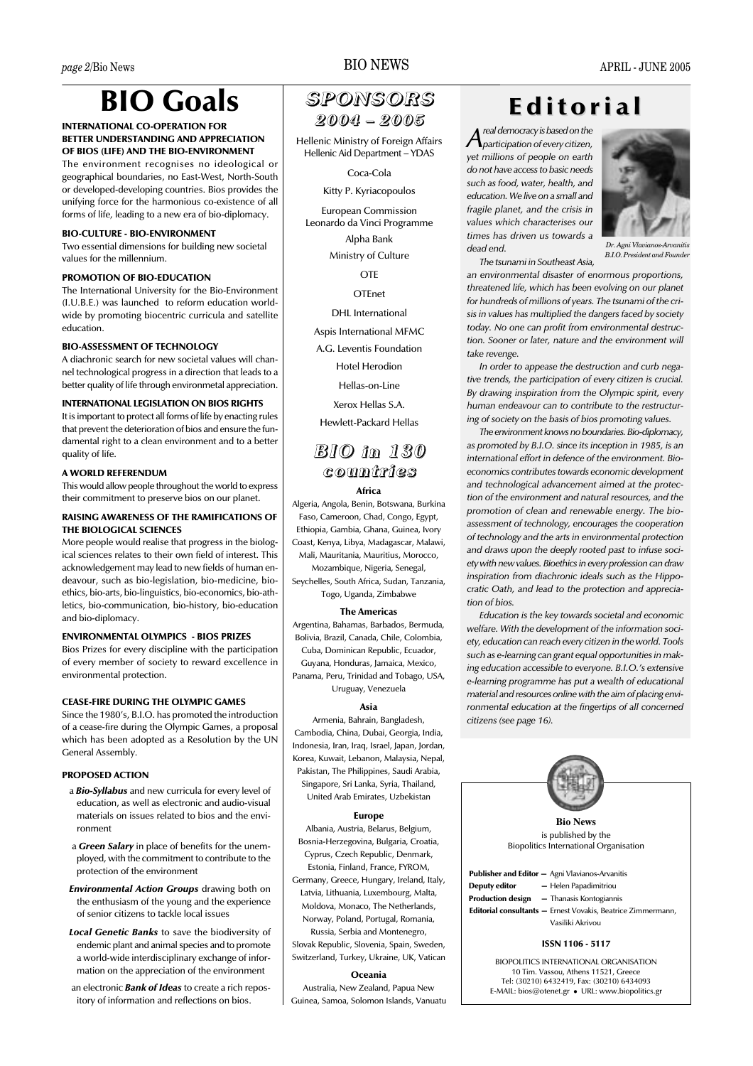# BIO Goals

#### INTERNATIONAL CO-OPERATION FOR BETTER UNDERSTANDING AND APPRECIATION OF BIOS (LIFE) AND THE BIO-ENVIRONMENT

The environment recognises no ideological or geographical boundaries, no East-West, North-South or developed-developing countries. Bios provides the unifying force for the harmonious co-existence of all forms of life, leading to a new era of bio-diplomacy.

#### BIO-CULTURE - BIO-ENVIRONMENT

Two essential dimensions for building new societal values for the millennium.

#### PROMOTION OF BIO-EDUCATION

The International University for the Bio-Environment (I.U.B.E.) was launched to reform education worldwide by promoting biocentric curricula and satellite education.

#### BIO-ASSESSMENT OF TECHNOLOGY

A diachronic search for new societal values will channel technological progress in a direction that leads to a better quality of life through environmetal appreciation.

#### INTERNATIONAL LEGISLATION ON BIOS RIGHTS

It is important to protect all forms of life by enacting rules that prevent the deterioration of bios and ensure the fundamental right to a clean environment and to a better quality of life.

#### A WORLD REFERENDUM

This would allow people throughout the world to express their commitment to preserve bios on our planet.

#### RAISING AWARENESS OF THE RAMIFICATIONS OF THE BIOLOGICAL SCIENCES

More people would realise that progress in the biological sciences relates to their own field of interest. This acknowledgement may lead to new fields of human endeavour, such as bio-legislation, bio-medicine, bioethics, bio-arts, bio-linguistics, bio-economics, bio-athletics, bio-communication, bio-history, bio-education and bio-diplomacy.

#### ENVIRONMENTAL OLYMPICS - BIOS PRIZES

Bios Prizes for every discipline with the participation of every member of society to reward excellence in environmental protection.

#### CEASE-FIRE DURING THE OLYMPIC GAMES

Since the 1980's, B.I.O. has promoted the introduction of a cease-fire during the Olympic Games, a proposal which has been adopted as a Resolution by the UN General Assembly.

#### PROPOSED ACTION

- a ***Bio-Syllabus*** and new curricula for every level of education, as well as electronic and audio-visual materials on issues related to bios and the environment
- a ***Green Salary*** in place of benefits for the unemployed, with the commitment to contribute to the protection of the environment
- ***Environmental Action Groups*** drawing both on the enthusiasm of the young and the experience of senior citizens to tackle local issues
- ***Local Genetic Banks*** to save the biodiversity of endemic plant and animal species and to promote a world-wide interdisciplinary exchange of information on the appreciation of the environment
- an electronic ***Bank of Ideas*** to create a rich repository of information and reflections on bios.

## SPONSORS 2004 – 2005

Hellenic Ministry of Foreign Affairs
Hellenic Aid Department – YDAS

Coca-Cola

Kitty P. Kyriacopoulos

European Commission
Leonardo da Vinci Programme

Alpha Bank

Ministry of Culture

OTE

OTEnet

DHL International

Aspis International MFMC

A.G. Leventis Foundation

Hotel Herodion

Hellas-on-Line

Xerox Hellas S.A.

Hewlett-Packard Hellas

## BIO in 130 countries

#### Africa

Algeria, Angola, Benin, Botswana, Burkina Faso, Cameroon, Chad, Congo, Egypt, Ethiopia, Gambia, Ghana, Guinea, Ivory Coast, Kenya, Libya, Madagascar, Malawi, Mali, Mauritania, Mauritius, Morocco, Mozambique, Nigeria, Senegal, Seychelles, South Africa, Sudan, Tanzania, Togo, Uganda, Zimbabwe

#### The Americas

Argentina, Bahamas, Barbados, Bermuda, Bolivia, Brazil, Canada, Chile, Colombia, Cuba, Dominican Republic, Ecuador, Guyana, Honduras, Jamaica, Mexico, Panama, Peru, Trinidad and Tobago, USA, Uruguay, Venezuela

#### Asia

Armenia, Bahrain, Bangladesh, Cambodia, China, Dubai, Georgia, India, Indonesia, Iran, Iraq, Israel, Japan, Jordan, Korea, Kuwait, Lebanon, Malaysia, Nepal, Pakistan, The Philippines, Saudi Arabia, Singapore, Sri Lanka, Syria, Thailand, United Arab Emirates, Uzbekistan

#### Europe

Albania, Austria, Belarus, Belgium, Bosnia-Herzegovina, Bulgaria, Croatia, Cyprus, Czech Republic, Denmark, Estonia, Finland, France, FYROM, Germany, Greece, Hungary, Ireland, Italy, Latvia, Lithuania, Luxembourg, Malta, Moldova, Monaco, The Netherlands, Norway, Poland, Portugal, Romania, Russia, Serbia and Montenegro, Slovak Republic, Slovenia, Spain, Sweden, Switzerland, Turkey, Ukraine, UK, Vatican

#### Oceania

Australia, New Zealand, Papua New Guinea, Samoa, Solomon Islands, Vanuatu

# Editorial

*A real democracy is based on the participation of every citizen, yet millions of people on earth do not have access to basic needs such as food, water, health, and education. We live on a small and fragile planet, and the crisis in values which characterises our times has driven us towards a dead end.*

*Dr. Agni Vlavianos-Arvanitis*
*B.I.O. President and Founder*

*The tsunami in Southeast Asia, an environmental disaster of enormous proportions, threatened life, which has been evolving on our planet for hundreds of millions of years. The tsunami of the crisis in values has multiplied the dangers faced by society today. No one can profit from environmental destruction. Sooner or later, nature and the environment will take revenge.*

*In order to appease the destruction and curb negative trends, the participation of every citizen is crucial. By drawing inspiration from the Olympic spirit, every human endeavour can to contribute to the restructuring of society on the basis of bios promoting values.*

*The environment knows no boundaries. Bio-diplomacy, as promoted by B.I.O. since its inception in 1985, is an international effort in defence of the environment. Bio-economics contributes towards economic development and technological advancement aimed at the protection of the environment and natural resources, and the promotion of clean and renewable energy. The bio-assessment of technology, encourages the cooperation of technology and the arts in environmental protection and draws upon the deeply rooted past to infuse society with new values. Bioethics in every profession can draw inspiration from diachronic ideals such as the Hippocratic Oath, and lead to the protection and appreciation of bios.*

*Education is the key towards societal and economic welfare. With the development of the information society, education can reach every citizen in the world. Tools such as e-learning can grant equal opportunities in making education accessible to everyone. B.I.O.'s extensive e-learning programme has put a wealth of educational material and resources online with the aim of placing environmental education at the fingertips of all concerned citizens (see page 16).*

---

**Bio News**
is published by the
Biopolitics International Organisation

**Publisher and Editor** – Agni Vlavianos-Arvanitis
**Deputy editor** – Helen Papadimitriou
**Production design** – Thanasis Kontogiannis
**Editorial consultants** – Ernest Vovakis, Beatrice Zimmermann, Vasiliki Akrivou

**ISSN 1106 - 5117**

BIOPOLITICS INTERNATIONAL ORGANISATION
10 Tim. Vassou, Athens 11521, Greece
Tel: (30210) 6432419, Fax: (30210) 6434093
E-MAIL: bios@otenet.gr • URL: www.biopolitics.gr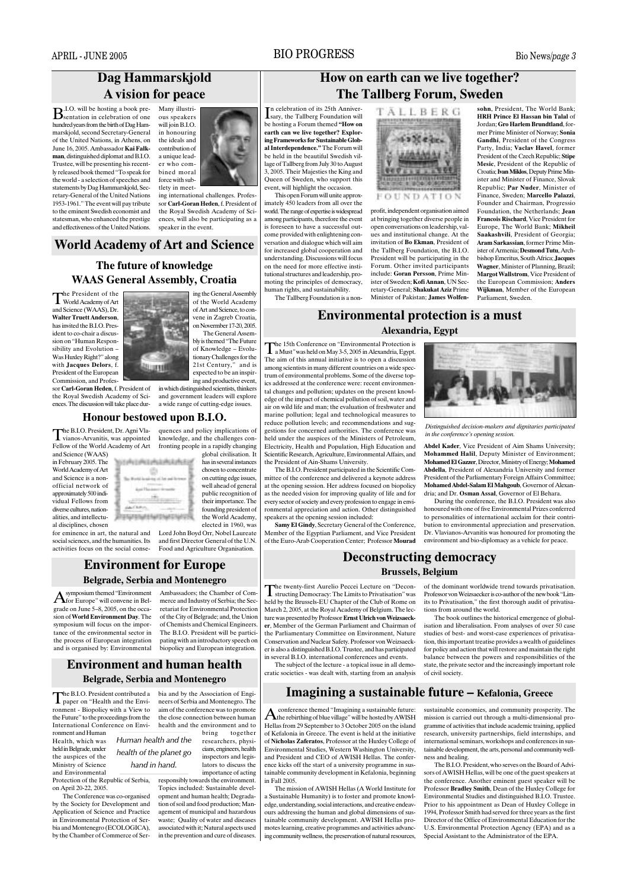## Dag Hammarskjold
## A vision for peace

B.I.O. will be hosting a book presentation in celebration of one hundred years from the birth of Dag Hammarskjold, second Secretary-General of the United Nations, in Athens, on June 16, 2005. Ambassador **Kai Falkman**, distinguished diplomat and B.I.O. Trustee, will be presenting his recently released book themed "To speak for the world - a selection of speeches and statements by Dag Hammarskjold, Secretary-General of the United Nations 1953-1961." The event will pay tribute to the eminent Swedish economist and statesman, who enhanced the prestige and effectiveness of the United Nations. Many illustrious speakers will join B.I.O. in honouring the ideals and contribution of a unique leader who combined moral force with subtlety in meeting international challenges. Professor **Carl-Goran Heden**, f. President of the Royal Swedish Academy of Sciences, will also be participating as a speaker in the event.

## World Academy of Art and Science

### The future of knowledge
### WAAS General Assembly, Croatia

The President of the World Academy of Art and Science (WAAS), Dr. **Walter Truett Anderson**, has invited the B.I.O. President to co-chair a discussion on "Human Responsibility and Evolution – Was Huxley Right?" along with **Jacques Delors**, f. President of the European Commission, and Professor **Carl-Goran Heden**, f. President of the Royal Swedish Academy of Sciences. The discussion will take place during the General Assembly of the World Academy of Art and Science, to convene in Zagreb Croatia, on November 17-20, 2005.

The General Assembly is themed "The Future of Knowledge – Evolutionary Challenges for the 21st Century," and is expected to be an inspiring and productive event, in which distinguished scientists, thinkers and government leaders will explore a wide range of cutting-edge issues.

### Honour bestowed upon B.I.O.

The B.I.O. President, Dr. Agni Vlavianos-Arvanitis, was appointed Fellow of the World Academy of Art and Science (WAAS) in February 2005. The World Academy of Art and Science is a non-official network of approximately 500 individual Fellows from diverse cultures, nationalities, and intellectual disciplines, chosen for eminence in art, the natural and social sciences, and the humanities. Its activities focus on the social consequences and policy implications of knowledge, and the challenges confronting people in a rapidly changing global civilisation. It has in several instances chosen to concentrate on cutting edge issues, well ahead of general public recognition of their importance. The founding president of the World Academy, elected in 1960, was Lord John Boyd Orr, Nobel Laureate and first Director General of the U.N. Food and Agriculture Organisation.

## Environment for Europe
### Belgrade, Serbia and Montenegro

A symposium themed "Environment for Europe" will convene in Belgrade on June 5–8, 2005, on the occasion of **World Environment Day**. The symposium will focus on the importance of the environmental sector in the process of European integration and is organised by: Environmental Ambassadors; the Chamber of Commerce and Industry of Serbia; the Secretariat for Environmental Protection of the City of Belgrade; and, the Union of Chemists and Chemical Engineers. The B.I.O. President will be participating with an introductory speech on biopolicy and European integration.

## Environment and human health
### Belgrade, Serbia and Montenegro

The B.I.O. President contributed a paper on "Health and the Environment - Biopolicy with a View to the Future" to the proceedings from the International Conference on Environment and Human Health, which was held in Belgrade, under the auspices of the Ministry of Science and Environmental Protection of the Republic of Serbia, on April 20-22, 2005.

*Human health and the health of the planet go hand in hand.*

The Conference was co-organised by the Society for Development and Application of Science and Practice in Environmental Protection of Serbia and Montenegro (ECOLOGICA), by the Chamber of Commerce of Serbia and by the Association of Engineers of Serbia and Montenegro. The aim of the conference was to promote the close connection between human health and the environment and to bring together researchers, physicians, engineers, health inspectors and legislators to discuss the importance of acting responsibly towards the environment. Topics included: Sustainable development and human health; Degradation of soil and food production; Management of municipal and hazardous waste; Quality of water and diseases associated with it; Natural aspects used in the prevention and cure of diseases.

## How on earth can we live together?
## The Tallberg Forum, Sweden

In celebration of its 25th Anniversary, the Tallberg Foundation will be hosting a Forum themed **"How on earth can we live together? Exploring Frameworks for Sustainable Global Interdependence."** The Forum will be held in the beautiful Swedish village of Tallberg from July 30 to August 3, 2005. Their Majesties the King and Queen of Sweden, who support this event, will highlight the occasion.

This open Forum will unite approximately 450 leaders from all over the world. The range of expertise is widespread among participants, therefore the event is foreseen to have a successful outcome provided with enlightening conversation and dialogue which will aim for increased global cooperation and understanding. Discussions will focus on the need for more effective institutional structures and leadership, promoting the principles of democracy, human rights, and sustainability.

The Tallberg Foundation is a non-profit, independent organisation aimed at bringing together diverse people in open conversations on leadership, values and institutional change. At the invitation of **Bo Ekman**, President of the Tallberg Foundation, the B.I.O. President will be participating in the Forum. Other invited participants include: **Goran Persson**, Prime Minister of Sweden; **Kofi Annan**, UN Secretary-General; **Shakukat Aziz** Prime Minister of Pakistan; **James Wolfensohn**, President, The World Bank; **HRH Prince El Hassan bin Talal** of Jordan; **Gro Harlem Brundtland**, former Prime Minister of Norway; **Sonia Gandhi**, President of the Congress Party, India; **Vaclav Havel**, former President of the Czech Republic; **Stipe Mesic**, President of the Republic of Croatia; **Ivan Miklos**, Deputy Prime Minister and Minister of Finance, Slovak Republic; **Par Nuder**, Minister of Finance, Sweden; **Marcello Palazzi**, Founder and Chairman, Progressio Foundation, the Netherlands; **Jean Francois Rischard**, Vice President for Europe, The World Bank; **Mikheil Saakashvili**, President of Georgia; **Aram Sarkassian**, former Prime Minister of Armenia; **Desmond Tutu**, Archbishop Emeritus, South Africa; **Jacques Wagner**, Minister of Planning, Brazil; **Margot Wallstrom**, Vice President of the European Commission; **Anders Wijkman**, Member of the European Parliament, Sweden.

## Environmental protection is a must
### Alexandria, Egypt

The 15th Conference on "Environmental Protection is a Must" was held on May 3-5, 2005 in Alexandria, Egypt. The aim of this annual initiative is to open a discussion among scientists in many different countries on a wide spectrum of environmental problems. Some of the diverse topics addressed at the conference were: recent environmental changes and pollution; updates on the present knowledge of the impact of chemical pollution of soil, water and air on wild life and man; the evaluation of freshwater and marine pollution; legal and technological measures to reduce pollution levels; and recommendations and suggestions for concerned authorities. The conference was held under the auspices of the Ministers of Petroleum, Electricity, Health and Population, High Education and Scientific Research, Agriculture, Environmental Affairs, and the President of Ain-Shams University.

The B.I.O. President participated in the Scientific Committee of the conference and delivered a keynote address at the opening session. Her address focused on biopolicy as the needed vision for improving quality of life and for every sector of society and every profession to engage in environmental appreciation and action. Other distinguished speakers at the opening session included:

**Samy El Gindy**, Secretary General of the Conference, Member of the Egyptian Parliament, and Vice President of the Euro-Arab Cooperation Center; Professor **Mourad Abdel Kader**, Vice President of Aim Shams University; **Mohammed Halil**, Deputy Minister of Environment; **Mohamed El Gazzer**, Director, Ministry of Energy; **Mohamed Abdella**, President of Alexandria University and former President of the Parliamentary Foreign Affairs Committee; **Mohamed Abdel-Salam El Mahgoub**, Governor of Alexandria; and Dr. **Osman Assal**, Governor of El Behara.

*Distinguished decision-makers and dignitaries participated in the conference's opening session.*

During the conference, the B.I.O. President was also honoured with one of five Environmental Prizes conferred to personalities of international acclaim for their contribution to environmental appreciation and preservation. Dr. Vlavianos-Arvanitis was honoured for promoting the environment and bio-diplomacy as a vehicle for peace.

## Deconstructing democracy
### Brussels, Belgium

The twenty-first Aurelio Peccei Lecture on "Deconstructing Democracy: The Limits to Privatisation" was held by the Brussels-EU Chapter of the Club of Rome on March 2, 2005, at the Royal Academy of Belgium. The lecture was presented by Professor **Ernst Ulrich von Weizsaecker**, Member of the German Parliament and Chairman of the Parliamentary Committee on Environment, Nature Conservation and Nuclear Safety. Professor von Weizsaecker is also a distinguished B.I.O. Trustee, and has participated in several B.I.O. international conferences and events.

The subject of the lecture - a topical issue in all democratic societies - was dealt with, starting from an analysis of the dominant worldwide trend towards privatisation. Professor von Weizsaecker is co-author of the new book "Limits to Privatisation," the first thorough audit of privatisations from around the world.

The book outlines the historical emergence of globalisation and liberalisation. From analyses of over 50 case studies of best- and worst-case experiences of privatisation, this important treatise provides a wealth of guidelines for policy and action that will restore and maintain the right balance between the powers and responsibilities of the state, the private sector and the increasingly important role of civil society.

## Imagining a sustainable future – Kefalonia, Greece

A conference themed "Imagining a sustainable future: the rebirthing of blue village" will be hosted by AWISH Hellas from 29 September to 3 October 2005 on the island of Kefalonia in Greece. The event is held at the initiative of **Nicholas Zaferatos**, Professor at the Huxley College of Environmental Studies, Western Washington University, and President and CEO of AWISH Hellas. The conference kicks off the start of a university programme in sustainable community development in Kefalonia, beginning in Fall 2005.

The mission of AWISH Hellas (A World Institute for a Sustainable Humanity) is to foster and promote knowledge, understanding, social interactions, and creative endeavours addressing the human and global dimensions of sustainable community development. AWISH Hellas promotes learning, creative programmes and activities advancing community wellness, the preservation of natural resources, sustainable economies, and community prosperity. The mission is carried out through a multi-dimensional programme of activities that include academic training, applied research, university partnerships, field internships, and international seminars, workshops and conferences in sustainable development, the arts, personal and community wellness and healing.

The B.I.O. President, who serves on the Board of Advisors of AWISH Hellas, will be one of the guest speakers at the conference. Another eminent guest speaker will be Professor **Bradley Smith**, Dean of the Huxley College for Environmental Studies and distinguished B.I.O. Trustee. Prior to his appointment as Dean of Huxley College in 1994, Professor Smith had served for three years as the first Director of the Office of Environmental Education for the U.S. Environmental Protection Agency (EPA) and as a Special Assistant to the Administrator of the EPA.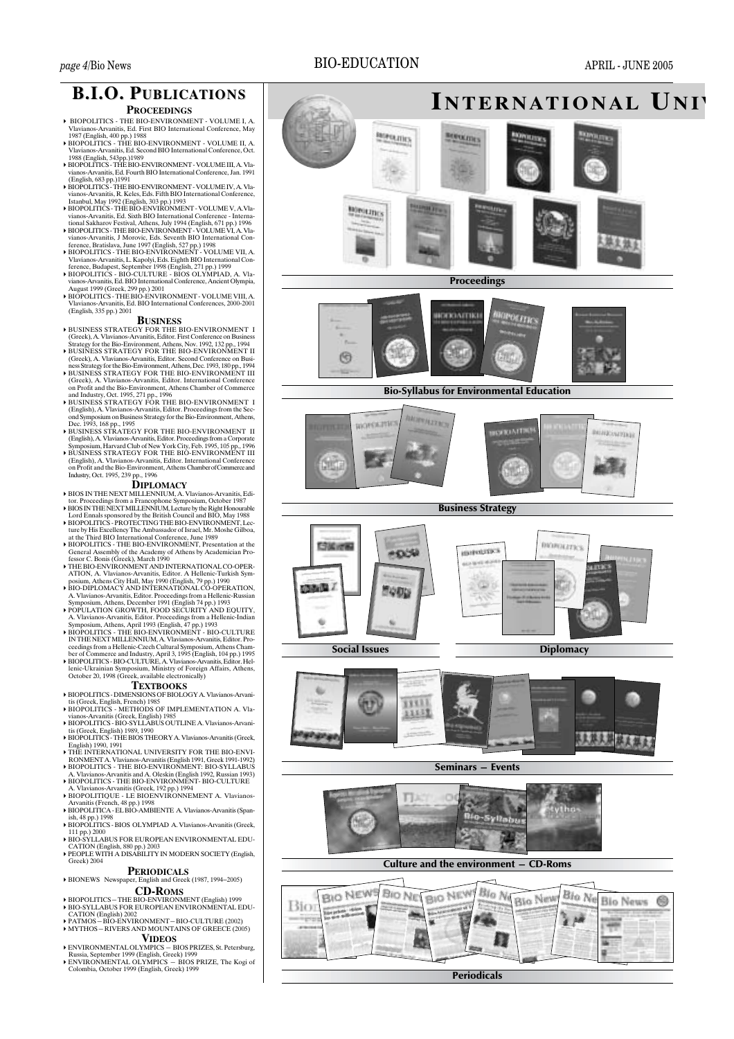# B.I.O. Publications

## Proceedings

- BIOPOLITICS - THE BIO-ENVIRONMENT - VOLUME I, A. Vlavianos-Arvanitis, Ed. First BIO International Conference, May 1987 (English, 400 pp.) 1988
- BIOPOLITICS - THE BIO-ENVIRONMENT - VOLUME II, A. Vlavianos-Arvanitis, Ed. Second BIO International Conference, Oct. 1988 (English, 543pp.)1989
- BIOPOLITICS - THE BIO-ENVIRONMENT - VOLUME III, A. Vlavianos-Arvanitis, Ed. Fourth BIO International Conference, Jan. 1991 (English, 683 pp.)1991
- BIOPOLITICS - THE BIO-ENVIRONMENT - VOLUME IV, A. Vlavianos-Arvanitis, R. Keles, Eds. Fifth BIO International Conference, Istanbul, May 1992 (English, 303 pp.) 1993
- BIOPOLITICS - THE BIO-ENVIRONMENT - VOLUME V, A.Vlavianos-Arvanitis, Ed. Sixth BIO International Conference - International Sakharov Festival, Athens, July 1994 (English, 671 pp.) 1996
- BIOPOLITICS - THE BIO-ENVIRONMENT - VOLUME VI, A. Vlavianos-Arvanitis, J Morovic, Eds. Seventh BIO International Conference, Bratislava, June 1997 (English, 527 pp.) 1998
- BIOPOLITICS - THE BIO-ENVIRONMENT - VOLUME VII, A. Vlavianos-Arvanitis, L. Kapolyi, Eds. Eighth BIO International Conference, Budapest, September 1998 (English, 271 pp.) 1999
- BIOPOLITICS - BIO-CULTURE - BIOS OLYMPIAD, A. Vlavianos-Arvanitis, Ed. BIO International Conference, Ancient Olympia, August 1999 (Greek, 299 pp.) 2001
- BIOPOLITICS - THE BIO-ENVIRONMENT - VOLUME VIII, A. Vlavianos-Arvanitis, Ed. BIO International Conferences, 2000-2001 (English, 335 pp.) 2001

## Business

- BUSINESS STRATEGY FOR THE BIO-ENVIRONMENT I (Greek), A. Vlavianos-Arvanitis, Editor. First Conference on Business Strategy for the Bio-Environment, Athens, Nov. 1992, 132 pp., 1994
- BUSINESS STRATEGY FOR THE BIO-ENVIRONMENT II (Greek), A. Vlavianos-Arvanitis, Editor. Second Conference on Business Strategy for the Bio-Environment, Athens, Dec. 1993, 180 pp., 1994
- BUSINESS STRATEGY FOR THE BIO-ENVIRONMENT III (Greek), A. Vlavianos-Arvanitis, Editor. International Conference on Profit and the Bio-Environment, Athens Chamber of Commerce and Industry, Oct. 1995, 271 pp., 1996
- BUSINESS STRATEGY FOR THE BIO-ENVIRONMENT I (English), A. Vlavianos-Arvanitis, Editor. Proceedings from the Second Symposium on Business Strategy for the Bio-Environment, Athens, Dec. 1993, 168 pp., 1995
- BUSINESS STRATEGY FOR THE BIO-ENVIRONMENT II (English), A. Vlavianos-Arvanitis, Editor. Proceedings from a Corporate Symposium, Harvard Club of New York City, Feb. 1995, 105 pp., 1996
- BUSINESS STRATEGY FOR THE BIO-ENVIRONMENT III (English), A. Vlavianos-Arvanitis, Editor. International Conference on Profit and the Bio-Environment, Athens Chamber of Commerce and Industry, Oct. 1995, 239 pp., 1996

## Diplomacy

- BIOS IN THE NEXT MILLENNIUM, A. Vlavianos-Arvanitis, Editor. Proceedings from a Francophone Symposium, October 1987
- BIOS IN THE NEXT MILLENNIUM, Lecture by the Right Honourable Lord Ennals sponsored by the British Council and BIO, May 1988
- BIOPOLITICS - PROTECTING THE BIO-ENVIRONMENT, Lecture by His Excellency The Ambassador of Israel, Mr. Moshe Gilboa, at the Third BIO International Conference, June 1989
- BIOPOLITICS - THE BIO-ENVIRONMENT, Presentation at the General Assembly of the Academy of Athens by Academician Professor C. Bonis (Greek), March 1990
- THE BIO-ENVIRONMENT AND INTERNATIONAL CO-OPERATION, A. Vlavianos-Arvanitis, Editor. A Hellenic-Turkish Symposium, Athens City Hall, May 1990 (English, 79 pp.) 1990
- BIO-DIPLOMACY AND INTERNATIONAL CO-OPERATION, A. Vlavianos-Arvanitis, Editor. Proceedings from a Hellenic-Russian Symposium, Athens, December 1991 (English 74 pp.) 1993
- POPULATION GROWTH, FOOD SECURITY AND EQUITY, A. Vlavianos-Arvanitis, Editor. Proceedings from a Hellenic-Indian Symposium, Athens, April 1993 (English, 47 pp.) 1993
- BIOPOLITICS - THE BIO-ENVIRONMENT - BIO-CULTURE IN THE NEXT MILLENNIUM, A. Vlavianos-Arvanitis, Editor. Proceedings from a Hellenic-Czech Cultural Symposium, Athens Chamber of Commerce and Industry, April 3, 1995 (English, 104 pp.) 1995
- BIOPOLITICS - BIO-CULTURE, A. Vlavianos-Arvanitis, Editor. Hellenic-Ukrainian Symposium, Ministry of Foreign Affairs, Athens, October 20, 1998 (Greek, available electronically)

## Textbooks

- BIOPOLITICS - DIMENSIONS OF BIOLOGY A. Vlavianos-Arvanitis (Greek, English, French) 1985
- BIOPOLITICS - METHODS OF IMPLEMENTATION A. Vlavianos-Arvanitis (Greek, English) 1985
- BIOPOLITICS - BIO-SYLLABUS OUTLINE A. Vlavianos-Arvanitis (Greek, English) 1989, 1990
- BIOPOLITICS - THE BIOS THEORY A. Vlavianos-Arvanitis (Greek, English) 1990, 1991
- THE INTERNATIONAL UNIVERSITY FOR THE BIO-ENVIRONMENT A. Vlavianos-Arvanitis (English 1991, Greek 1991-1992)
- BIOPOLITICS - THE BIO-ENVIRONMENT: BIO-SYLLABUS A. Vlavianos-Arvanitis and A. Oleskin (English 1992, Russian 1993)
- BIOPOLITICS - THE BIO-ENVIRONMENT- BIO-CULTURE A. Vlavianos-Arvanitis (Greek, 192 pp.) 1994
- BIOPOLITIQUE - LE BIOENVIRONNEMENT A. Vlavianos-Arvanitis (French, 48 pp.) 1998
- BIOPOLITICA - EL BIO-AMBIENTE A. Vlavianos-Arvanitis (Spanish, 48 pp.) 1998
- BIOPOLITICS - BIOS OLYMPIAD A. Vlavianos-Arvanitis (Greek, 111 pp.) 2000
- BIO-SYLLABUS FOR EUROPEAN ENVIRONMENTAL EDUCATION (English, 880 pp.) 2003
- PEOPLE WITH A DISABILITY IN MODERN SOCIETY (English, Greek) 2004

## Periodicals

- BIONEWS Newspaper, English and Greek (1987, 1994–2005)

## CD-Roms

- BIOPOLITICS – THE BIO-ENVIRONMENT (English) 1999
- BIO-SYLLABUS FOR EUROPEAN ENVIRONMENTAL EDUCATION (English) 2002
- PATMOS – BIO-ENVIRONMENT – BIO-CULTURE (2002)
- MYTHOS – RIVERS AND MOUNTAINS OF GREECE (2005)

## Videos

- ENVIRONMENTAL OLYMPICS – BIOS PRIZES, St. Petersburg, Russia, September 1999 (English, Greek) 1999
- ENVIRONMENTAL OLYMPICS – BIOS PRIZE, The Kogi of Colombia, October 1999 (English, Greek) 1999

# International Univ

Proceedings

Bio-Syllabus for Environmental Education

Business Strategy

Social Issues

Diplomacy

Seminars – Events

Culture and the environment – CD-Roms

Periodicals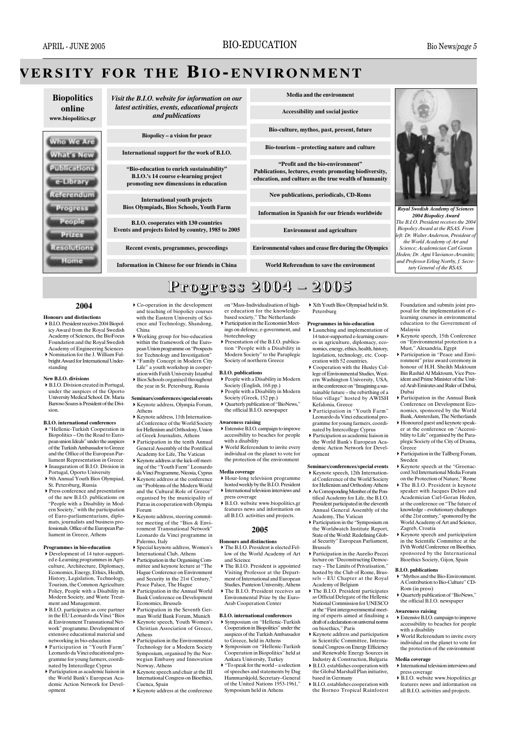# VERSITY FOR THE BIO-ENVIRONMENT

**Biopolitics online**
**www.biopolitics.gr**

Who We Are
What's New
Publications
e-Library
Referendum
Progress
People
Prizes
Resolutions
Home

*Visit the B.I.O. website for information on our latest activities, events, educational projects and publications*

**Biopolicy – a vision for peace**

**International support for the work of B.I.O.**

**"Bio-education to enrich sustainability" B.I.O.'s 14 course e-learning project promoting new dimensions in education**

**International youth projects Bios Olympiads, Bios Schools, Youth Farm**

**B.I.O. cooperates with 130 countries Events and projects listed by country, 1985 to 2005**

**Recent events, programmes, proceedings**

**Information in Chinese for our friends in China**

**Media and the environment**

**Accessibility and social justice**

**Bio-culture, mythos, past, present, future**

**Bio-tourism – protecting nature and culture**

**"Profit and the bio-environment" Publications, lectures, events promoting biodiversity, education, and culture as the true wealth of humanity**

**New publications, periodicals, CD-Roms**

**Information in Spanish for our friends worldwide**

**Environment and agriculture**

**Environmental values and cease fire during the Olympics**

**World Referendum to save the environment**

***Royal Swedish Academy of Sciences 2004 Biopolicy Award***
*The B.I.O. President receives the 2004 Biopolicy Award at the RSAS. From left: Dr. Walter Anderson, President of the World Academy of Art and Science; Academician Carl Goran Heden; Dr. Agni Vlavianos-Arvanitis; and Professor Erling Norrby, f. Secretary General of the RSAS.*

# Progress 2004 – 2005

## 2004

**Honours and distinctions**
- B.I.O. President receives 2004 Biopolicy Award from the Royal Swedish Academy of Sciences, the BioFocus Foundation and the Royal Swedish Academy of Engineering Sciences
- Nomination for the J. William Fulbright Award for International Understanding

**New B.I.O. divisions**
- B.I.O. Division created in Portugal, under the auspices of the Oporto University Medical School. Dr. Maria Barroso Soares is President of the Division.

**B.I.O. international conferences**
- "Hellenic-Turkish Cooperation in Biopolitics – On the Road to European union Ideals" under the auspices of the Turkish Ambassador to Greece and the Office of the European Parliament Representation in Greece
- Inauguration of B.I.O. Division in Portugal, Oporto University
- 9th Annual Youth Bios Olympiad, St. Petersburg, Russia
- Press conference and presentation of the new B.I.O. publications on "People with a Disability in Modern Society," with the participation of Euro-parliamentarians, diplomats, journalists and business professionals. Office of the European Parliament in Greece, Athens

**Programmes in bio-education**
- Development of 14 tutor-supported e-learning programmes in Agriculture, Architecture, Diplomacy, Economics, Energy, Ethics, Health, History, Legislation, Technology, Tourism, the Common Agriculture Policy, People with a Disability in Modern Society, and Waste Treatment and Management.
- B.I.O. participates as core partner in the EU Leonardo da Vinci "Bios & Environment Transnational Network" programme. Development of extensive educational material and networking in bio-education
- Participation in "Youth Farm" Leonardo da Vinci educational programme for young farmers, coordinated by Intercollege Cyprus
- Participation as academic liaison in the World Bank's European Academic Action Network for Development
- Co-operation in the development and teaching of biopolicy courses with the Eastern University of Science and Technology, Shandong, China
- Working group for bio-education within the framework of the European Union programme on "Prospects for Technology and Investigation"
- "Family Concept in Modern City Life" a youth workshop in cooperation with Fatih University Istanbul
- Bios Schools organised throughout the year in St. Petersburg, Russia

**Seminars/conferences/special events**
- Keynote address, Olympia Forum, Athens
- Keynote address, 11th International Conference of the World Society for Hellenism and Orthodoxy, Union of Greek Journalists, Athens
- Participation in the tenth Annual General Assembly of the Pontifical Academy for Life, The Vatican
- Keynote address at the kick-off meeting of the "Youth Farm" Leonardo da Vinci Programme, Nicosia, Cyprus
- Keynote address at the conference on "Problems of the Modern World and the Cultural Role of Greece" organised by the municipality of Patras in cooperation with Olympia Forum
- Keynote address, steering committee meeting of the "Bios & Environment Transnational Network" Leonardo da Vinci programme in Palermo, Italy
- Special keynote address, Women's International Club, Athens
- Participation in the Organising Committee and keynote lecture at "The Hague Conference on Environment and Security in the 21st Century," Peace Palace, The Hague
- Participation in the Annual World Bank Conference on Development Economics, Brussels
- Participation in the Seventh German World Bank Forum, Munich
- Keynote speech, Youth Women's Christian Association of Greece, Athens
- Participation in the Environmental Technology for a Modern Society Symposium, organised by the Norwegian Embassy and Innovation Norway, Athens
- Keynote speech and chair at the III International Congress on Bioethics, Cuenca, Spain
- Keynote address at the conference on "Mass-Individualisation of higher education for the knowledge-based society," The Netherlands
- Participation in the Economist Meetings on defence, e-government, and biotechnology
- Presentation of the B.I.O. publication "People with a Disability in Modern Society" to the Paraplegic Society of northern Greece

**B.I.O. publications**
- People with a Disability in Modern Society (English, 168 pp.)
- People with a Disability in Modern Society (Greek, 152 pp.)
- Quarterly publication of "BioNews," the official B.I.O. newspaper

**Awareness raising**
- Extensive B.I.O. campaign to improve accessibility to beaches for people with a disability
- World Referendum to invite every individual on the planet to vote for the protection of the environment

**Media coverage**
- Hour-long television programme hosted weekly by the B.I.O. President
- International television interviews and press coverage
- B.I.O. website www.biopolitics.gr features news and information on all B.I.O. activities and projects.

## 2005

**Honours and distinctions**
- The B.I.O. President is elected Fellow of the World Academy of Art and Science
- The B.I.O. President is appointed Visiting Professor at the Department of International and European Studies, Panteion University, Athens
- The B.I.O. President receives an Environmental Prize by the Euro-Arab Cooperation Center

**B.I.O. international conferences**
- Symposium on "Hellenic-Turkish Cooperation in Biopolitics" under the auspices of the Turkish Ambassador to Greece, held in Athens
- Symposium on "Hellenic-Turkish Cooperation in Biopolitics" held at Ankara University, Turkey
- "To speak for the world – a selection of speeches and statements by Dag Hammarskjold, Secretary–General of the United Nations 1953-1961," Symposium held in Athens
- Xth Youth Bios Olympiad held in St. Petersburg

**Programmes in bio-education**
- Launching and implementation of 14 tutor-supported e-learning courses in agriculture, diplomacy, economics, energy, ethics, health, history, legislation, technology, etc. Cooperation with 52 countries.
- Cooperation with the Huxley College of Environmental Studies, Western Washington University, USA, in the conference on "Imagining a sustainable future – the rebirthing of a blue village" hosted by AWISH Kefalonia, Greece
- Participation in "Youth Farm" Leonardo da Vinci educational programme for young farmers, coordinated by Intercollege Cyprus
- Participation as academic liaison in the World Bank's European Academic Action Network for Development

**Seminars/conferences/special events**
- Keynote speech, 12th International Conference of the World Society for Hellenism and Orthodoxy Athens
- As Corresponding Member of the Pontifical Academy for Life, the B.I.O. President participated in the eleventh Annual General Assembly of the Academy, The Vatican
- Participation in the "Symposium on the Worldwatch Institute Report, State of the World: Redefining Global Security" European Parliament, Brussels
- Participation in the Aurelio Peccei lecture on "Deconstructing Democracy – The Limits of Privatisation," hosted by the Club of Rome, Brussels – EU Chapter at the Royal Academy of Belgium
- The B.I.O. President participates as Official Delegate of the Hellenic National Commission for UNESCO at the "First intergovernmental meeting of experts aimed at finalising a draft of a declaration on universal norms on bioethics," Paris
- Keynote address and participation in Scientific Committee, International Congress on Energy Efficiency and Renewable Energy Sources in Industry & Construction, Bulgaria
- B.I.O. establishes cooperation with the Global Marshall Plan initiative, based in Germany
- B.I.O. establishes cooperation with the Borneo Tropical Rainforest Foundation and submits joint proposal for the implementation of e-learning courses in environmental education to the Government of Malaysia
- Keynote speech, 15th Conference on "Environmental protection is a Must," Alexandria, Egypt
- Participation in "Peace and Environment" prize award ceremony in honour of H.H. Sheikh Maktoum Bin Rashid Al Maktoum, Vice President and Prime Minister of the United Arab Emirates and Ruler of Dubai, Dubai
- Participation in the Annual Bank Conference on Development Economics, sponsored by the World Bank, Amsterdam, The Netherlands
- Honoured guest and keynote speaker at the conference on "Accessibility to Life" organised by the Paraplegic Society of the City of Drama, Greece
- Participation in the Tallberg Forum, Sweden
- Keynote speech at the "Greenaccord 3rd International Media Forum on the Protection of Nature," Rome
- The B.I.O. President is keynote speaker with Jacques Delors and Academician Carl-Goran Heden, at the conference on "The future of knowledge – evolutionary challenges of the 21st century," sponsored by the World Academy of Art and Science, Zagreb, Croatia
- Keynote speech and participation in the Scientific Committee at the IVth World Conference on Bioethics, sponsored by the International Bioethics Society, Gijon, Spain

**B.I.O. publications**
- "Mythos and the Bio-Environment. A Contribution to Bio-Culture" CD-Rom (in press)
- Quarterly publication of "BioNews," the official B.I.O. newspaper

**Awareness raising**
- Extensive B.I.O. campaign to improve accessibility to beaches for people with a disability
- World Referendum to invite every individual on the planet to vote for the protection of the environment

**Media coverage**
- International television interviews and press coverage
- B.I.O. website www.biopolitics.gr features news and information on all B.I.O. activities and projects.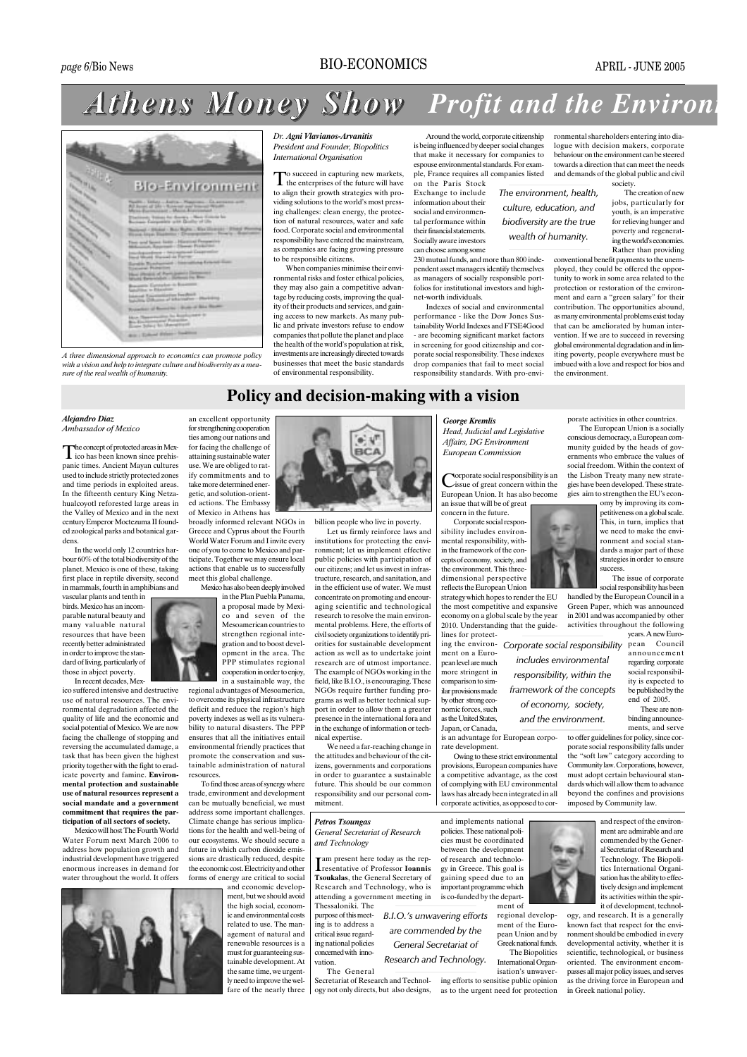# Athens Money Show *Profit and the Environ*

*A three dimensional approach to economics can promote policy with a vision and help to integrate culture and biodiversity as a measure of the real wealth of humanity.*

***Dr. Agni Vlavianos-Arvanitis***
*President and Founder, Biopolitics International Organisation*

To succeed in capturing new markets, the enterprises of the future will have to align their growth strategies with providing solutions to the world's most pressing challenges: clean energy, the protection of natural resources, water and safe food. Corporate social and environmental responsibility have entered the mainstream, as companies are facing growing pressure to be responsible citizens.

When companies minimise their environmental risks and foster ethical policies, they may also gain a competitive advantage by reducing costs, improving the quality of their products and services, and gaining access to new markets. As many public and private investors refuse to endow companies that pollute the planet and place the health of the world's population at risk, investments are increasingly directed towards businesses that meet the basic standards of environmental responsibility.

Around the world, corporate citizenship is being influenced by deeper social changes that make it necessary for companies to espouse environmental standards. For example, France requires all companies listed on the Paris Stock Exchange to include information about their social and environmental performance within their financial statements. Socially aware investors can choose among some 230 mutual funds, and more than 800 independent asset managers identify themselves as managers of socially responsible portfolios for institutional investors and high-net-worth individuals.

*The environment, health, culture, education, and biodiversity are the true wealth of humanity.*

Indexes of social and environmental performance - like the Dow Jones Sustainability World Indexes and FTSE4Good - are becoming significant market factors in screening for good citizenship and corporate social responsibility. These indexes drop companies that fail to meet social responsibility standards. With pro-environmental shareholders entering into dialogue with decision makers, corporate behaviour on the environment can be steered towards a direction that can meet the needs and demands of the global public and civil society.

The creation of new jobs, particularly for youth, is an imperative for relieving hunger and poverty and regenerating the world's economies. Rather than providing conventional benefit payments to the unemployed, they could be offered the opportunity to work in some area related to the protection or restoration of the environment and earn a "green salary" for their contribution. The opportunities abound, as many environmental problems exist today that can be ameliorated by human intervention. If we are to succeed in reversing global environmental degradation and in limiting poverty, people everywhere must be imbued with a love and respect for bios and the environment.

## Policy and decision-making with a vision

***Alejandro Diaz***
*Ambassador of Mexico*

The concept of protected areas in Mexico has been known since prehispanic times. Ancient Mayan cultures used to include strictly protected zones and time periods in exploited areas. In the fifteenth century King Netzahualcoyotl reforested large areas in the Valley of Mexico and in the next century Emperor Moctezuma II founded zoological parks and botanical gardens.

In the world only 12 countries harbour 60% of the total biodiversity of the planet. Mexico is one of these, taking first place in reptile diversity, second in mammals, fourth in amphibians and vascular plants and tenth in birds. Mexico has an incomparable natural beauty and many valuable natural resources that have been recently better administrated in order to improve the standard of living, particularly of those in abject poverty.

In recent decades, Mexico suffered intensive and destructive use of natural resources. The environmental degradation affected the quality of life and the economic and social potential of Mexico. We are now facing the challenge of stopping and reversing the accumulated damage, a task that has been given the highest priority together with the fight to eradicate poverty and famine. **Environmental protection and sustainable use of natural resources represent a social mandate and a government commitment that requires the participation of all sectors of society.**

Mexico will host The Fourth World Water Forum next March 2006 to address how population growth and industrial development have triggered enormous increases in demand for water throughout the world. It offers an excellent opportunity for strengthening cooperation ties among our nations and for facing the challenge of attaining sustainable water use. We are obliged to ratify commitments and to take more determined energetic, and solution-oriented actions. The Embassy of Mexico in Athens has broadly informed relevant NGOs in Greece and Cyprus about the Fourth World Water Forum and I invite every one of you to come to Mexico and participate. Together we may ensure local actions that enable us to successfully meet this global challenge.

Mexico has also been deeply involved in the Plan Puebla Panama, a proposal made by Mexico and seven of the Mesoamerican countries to strengthen regional integration and to boost development in the area. The PPP stimulates regional cooperation in order to enjoy, in a sustainable way, the regional advantages of Mesoamerica, to overcome its physical infrastructure deficit and reduce the region's high poverty indexes as well as its vulnerability to natural disasters. The PPP ensures that all the initiatives entail environmental friendly practices that promote the conservation and sustainable administration of natural resources.

To find those areas of synergy where trade, environment and development can be mutually beneficial, we must address some important challenges. Climate change has serious implications for the health and well-being of our ecosystems. We should secure a future in which carbon dioxide emissions are drastically reduced, despite the economic cost. Electricity and other forms of energy are critical to social and economic development, but we should avoid the high social, economic and environmental costs related to use. The management of natural and renewable resources is a must for guaranteeing sustainable development. At the same time, we urgently need to improve the welfare of the nearly three billion people who live in poverty.

Let us firmly reinforce laws and institutions for protecting the environment; let us implement effective public policies with participation of our citizens; and let us invest in infrastructure, research, and sanitation, and in the efficient use of water. We must concentrate on promoting and encouraging scientific and technological research to resolve the main environmental problems. Here, the efforts of civil society organizations to identify priorities for sustainable development action as well as to undertake joint research are of utmost importance. The example of NGOs working in the field, like B.I.O., is encouraging. These NGOs require further funding programs as well as better technical support in order to allow them a greater presence in the international fora and in the exchange of information or technical expertise.

We need a far-reaching change in the attitudes and behaviour of the citizens, governments and corporations in order to guarantee a sustainable future. This should be our common responsibility and our personal commitment.

***George Kremlis***
*Head, Judicial and Legislative Affairs, DG Environment European Commission*

Corporate social responsibility is an issue of great concern within the European Union. It has also become an issue that will be of great concern in the future.

Corporate social responsibility includes environmental responsibility, within the framework of the concepts of economy, society, and the environment. This three-dimensional perspective reflects the European Union strategy which hopes to render the EU the most competitive and expansive economy on a global scale by the year 2010. Understanding that the guidelines for protecting the environment on a European level are much more stringent in comparison to similar provisions made by other strong economic forces, such as the United States, Japan, or Canada, is an advantage for European corporate development.

*Corporate social responsibility includes environmental responsibility, within the framework of the concepts of economy, society, and the environment.*

Owing to these strict environmental provisions, European companies have a competitive advantage, as the cost of complying with EU environmental laws has already been integrated in all corporate activities, as opposed to corporate activities in other countries.

The European Union is a socially conscious democracy, a European community guided by the heads of governments who embrace the values of social freedom. Within the context of the Lisbon Treaty many new strategies have been developed. These strategies aim to strengthen the EU's economy by improving its competitiveness on a global scale. This, in turn, implies that we need to make the environment and social standards a major part of these strategies in order to ensure success.

The issue of corporate social responsibility has been handled by the European Council in a Green Paper, which was announced in 2001 and was accompanied by other activities throughout the following years. A new European Council announcement regarding corporate social responsibility is expected to be published by the end of 2005.

These are non-binding announcements, and serve to offer guidelines for policy, since corporate social responsibility falls under the "soft law" category according to Community law. Corporations, however, must adopt certain behavioural standards which will allow them to advance beyond the confines and provisions imposed by Community law.

***Petros Tsoungas***
*General Secretariat of Research and Technology*

I am present here today as the representative of Professor **Ioannis Tsoukalas**, the General Secretary of Research and Technology, who is attending a government meeting in Thessaloniki. The purpose of this meeting is to address a critical issue regarding national policies concerned with innovation.

*B.I.O.'s unwavering efforts are commended by the General Secretariat of Research and Technology.*

The General Secretariat of Research and Technology not only directs, but also designs, and implements national policies. These national policies must be coordinated between the development of research and technology in Greece. This goal is gaining speed due to an important programme which is co-funded by the department of regional development of the European Union and by Greek national funds.

The Biopolitics International Organisation's unwavering efforts to sensitise public opinion as to the urgent need for protection and respect of the environment are admirable and are commended by the General Secretariat of Research and Technology. The Biopolitics International Organisation has the ability to effectively design and implement its activities within the spirit of development, technology, and research. It is a generally known fact that respect for the environment should be embodied in every developmental activity, whether it is scientific, technological, or business oriented. The environment encompasses all major policy issues, and serves as the driving force in European and in Greek national policy.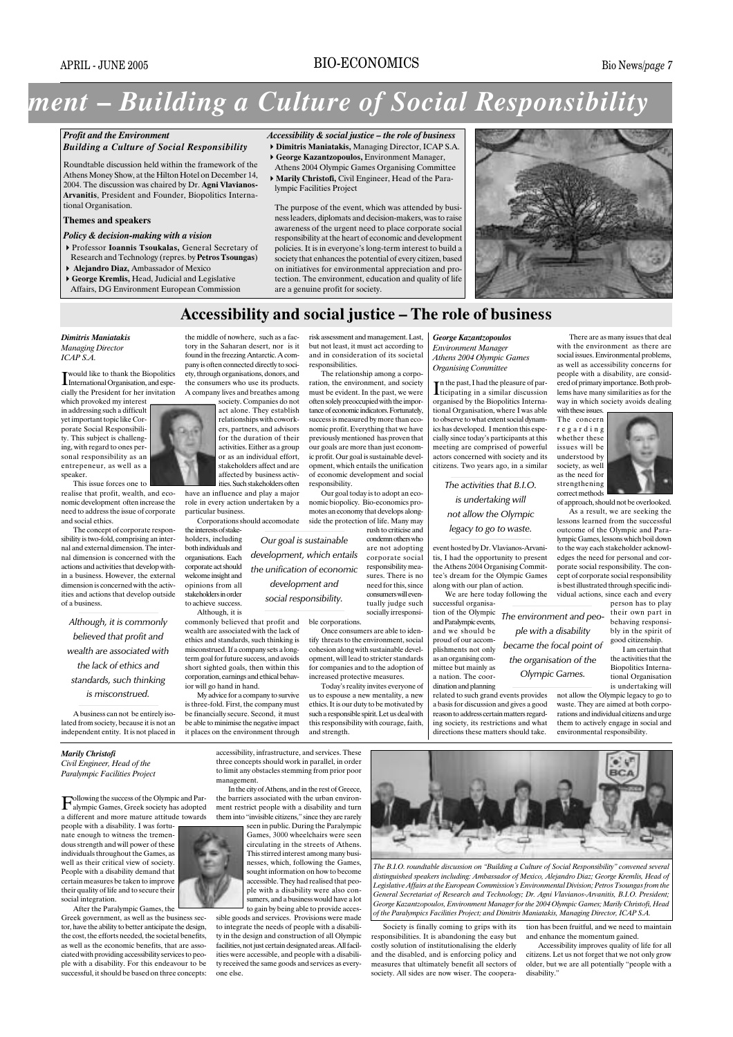# ment – Building a Culture of Social Responsibility

***Profit and the Environment***
***Building a Culture of Social Responsibility***

Roundtable discussion held within the framework of the Athens Money Show, at the Hilton Hotel on December 14, 2004. The discussion was chaired by Dr. **Agni Vlavianos-Arvanitis**, President and Founder, Biopolitics International Organisation.

**Themes and speakers**

***Policy & decision-making with a vision***

- Professor **Ioannis Tsoukalas,** General Secretary of Research and Technology (repres. by **Petros Tsoungas**)
- **Alejandro Diaz,** Ambassador of Mexico
- **George Kremlis,** Head, Judicial and Legislative Affairs, DG Environment European Commission

***Accessibility & social justice – the role of business***

- **Dimitris Maniatakis,** Managing Director, ICAP S.A.
- **George Kazantzopoulos,** Environment Manager, Athens 2004 Olympic Games Organising Committee
- **Marily Christofi,** Civil Engineer, Head of the Paralympic Facilities Project

The purpose of the event, which was attended by business leaders, diplomats and decision-makers, was to raise awareness of the urgent need to place corporate social responsibility at the heart of economic and development policies. It is in everyone's long-term interest to build a society that enhances the potential of every citizen, based on initiatives for environmental appreciation and protection. The environment, education and quality of life are a genuine profit for society.

## Accessibility and social justice – The role of business

***Dimitris Maniatakis***
*Managing Director*
*ICAP S.A.*

I would like to thank the Biopolitics International Organisation, and especially the President for her invitation which provoked my interest in addressing such a difficult yet important topic like Corporate Social Responsibility. This subject is challenging, with regard to ones personal responsibility as an entrepeneur, as well as a speaker.

This issue forces one to realise that profit, wealth, and economic development often increase the need to address the issue of corporate and social ethics.

The concept of corporate responsibility is two-fold, comprising an internal and external dimension. The internal dimension is concerned with the actions and activities that develop within a business. However, the external dimension is concerned with the activities and actions that develop outside of a business.

*Although, it is commonly believed that profit and wealth are associated with the lack of ethics and standards, such thinking is misconstrued.*

A business can not be entirely isolated from society, because it is not an independent entity. It is not placed in the middle of nowhere, such as a factory in the Saharan desert, nor is it found in the freezing Antarctic. A company is often connected directly to society, through organisations, donors, and the consumers who use its products. A company lives and breathes among society. Companies do not act alone. They establish relationships with coworkers, partners, and advisors for the duration of their activities. Either as a group or as an individual effort, stakeholders affect and are affected by business activities. Such stakeholders often have an influence and play a major role in every action undertaken by a particular business.

Corporations should accomodate the interests of stakeholders, including both individuals and organisations. Each corporate act should welcome insight and opinions from all stakeholders in order to achieve success.

Although, it is commonly believed that profit and wealth are associated with the lack of ethics and standards, such thinking is misconstrued. If a company sets a long-term goal for future success, and avoids short sighted goals, then within this corporation, earnings and ethical behavior will go hand in hand.

My advice for a company to survive is three-fold. First, the company must be financially secure. Second, it must be able to minimise the negative impact it places on the environment through risk assessment and management. Last, but not least, it must act according to and in consideration of its societal responsibilities.

The relationship among a corporation, the environment, and society must be evident. In the past, we were often solely preoccupied with the importance of economic indicators. Fortunately, success is measured by more than economic profit. Everything that we have previously mentioned has proven that our goals are more than just economic profit. Our goal is sustainable development, which entails the unification of economic development and social responsibility.

*Our goal is sustainable development, which entails the unification of economic development and social responsibility.*

Our goal today is to adopt an economic biopolicy. Bio-economics promotes an economy that develops alongside the protection of life. Many may rush to criticise and condemn others who are not adopting corporate social responsibility measures. There is no need for this, since consumers will eventually judge such socially irresponsible corporations.

Once consumers are able to identify threats to the environment, social cohesion along with sustainable development, will lead to stricter standards for companies and to the adoption of increased protective measures.

Today's reality invites everyone of us to espouse a new mentality, a new ethics. It is our duty to be motivated by such a responsible spirit. Let us deal with this responsibility with courage, faith, and strength.

***George Kazantzopoulos***
*Environment Manager*
*Athens 2004 Olympic Games*
*Organising Committee*

In the past, I had the pleasure of participating in a similar discussion organised by the Biopolitics International Organisation, where I was able to observe to what extent social dynamics has developed. I mention this especially since today's participants at this meeting are comprised of powerful actors concerned with society and its citizens. Two years ago, in a similar event hosted by Dr. Vlavianos-Arvanitis, I had the opportunity to present the Athens 2004 Organising Committee's dream for the Olympic Games along with our plan of action.

*The activities that B.I.O. is undertaking will not allow the Olympic legacy to go to waste.*

We are here today following the successful organisation of the Olympic and Paralympic events, and we should be proud of our accomplishments not only as an organising committee but mainly as a nation. The coordination and planning related to such grand events provides a basis for discussion and gives a good reason to address certain matters regarding society, its restrictions and what directions these matters should take.

*The environment and people with a disability became the focal point of the organisation of the Olympic Games.*

There are as many issues that deal with the environment as there are social issues. Environmental problems, as well as accessibility concerns for people with a disability, are considered of primary importance. Both problems have many similarities as for the way in which society avoids dealing with these issues. The concern regarding whether these issues will be understood by society, as well as the need for strengthening correct methods of approach, should not be overlooked.

As a result, we are seeking the lessons learned from the successful outcome of the Olympic and Paralympic Games, lessons which boil down to the way each stakeholder acknowledges the need for personal and corporate social responsibility. The concept of corporate social responsibility is best illustrated through specific individual actions, since each and every person has to play their own part in behaving responsibly in the spirit of good citizenship.

I am certain that the activities that the Biopolitics International Organisation is undertaking will not allow the Olympic legacy to go to waste. They are aimed at both corporations and individual citizens and urge them to actively engage in social and environmental responsibility.

***Marily Christofi***
*Civil Engineer, Head of the*
*Paralympic Facilities Project*

Following the success of the Olympic and Paralympic Games, Greek society has adopted a different and more mature attitude towards people with a disability. I was fortunate enough to witness the tremendous strength and will power of these individuals throughout the Games, as well as their critical view of society. People with a disability demand that certain measures be taken to improve their quality of life and to secure their social integration.

After the Paralympic Games, the Greek government, as well as the business sector, have the ability to better anticipate the design, the cost, the efforts needed, the societal benefits, as well as the economic benefits, that are associated with providing accessibility services to people with a disability. For this endeavour to be successful, it should be based on three concepts: accessibility, infrastructure, and services. These three concepts should work in parallel, in order to limit any obstacles stemming from prior poor management.

In the city of Athens, and in the rest of Greece, the barriers associated with the urban environment restrict people with a disability and turn them into "invisible citizens," since they are rarely seen in public. During the Paralympic Games, 3000 wheelchairs were seen circulating in the streets of Athens. This stirred interest among many businesses, which, following the Games, sought information on how to become accessible. They had realised that people with a disability were also consumers, and a business would have a lot to gain by being able to provide accessible goods and services. Provisions were made to integrate the needs of people with a disability in the design and construction of all Olympic facilities, not just certain designated areas. All facilities were accessible, and people with a disability received the same goods and services as everyone else.

*The B.I.O. roundtable discussion on "Building a Culture of Social Responsibility" convened several distinguished speakers including: Ambassador of Mexico, Alejandro Diaz; George Kremlis, Head of Legislative Affairs at the European Commission's Environmental Division; Petros Tsoungas from the General Secretariat of Research and Technology; Dr. Agni Vlavianos-Arvanitis, B.I.O. President; George Kazantzopoulos, Environment Manager for the 2004 Olympic Games; Marily Christofi, Head of the Paralympics Facilities Project; and Dimitris Maniatakis, Managing Director, ICAP S.A.*

Society is finally coming to grips with its responsibilities. It is abandoning the easy but costly solution of institutionalising the elderly and the disabled, and is enforcing policy and measures that ultimately benefit all sectors of society. All sides are now wiser. The cooperation has been fruitful, and we need to maintain and enhance the momentum gained.

Accessibility improves quality of life for all citizens. Let us not forget that we not only grow older, but we are all potentially "people with a disability."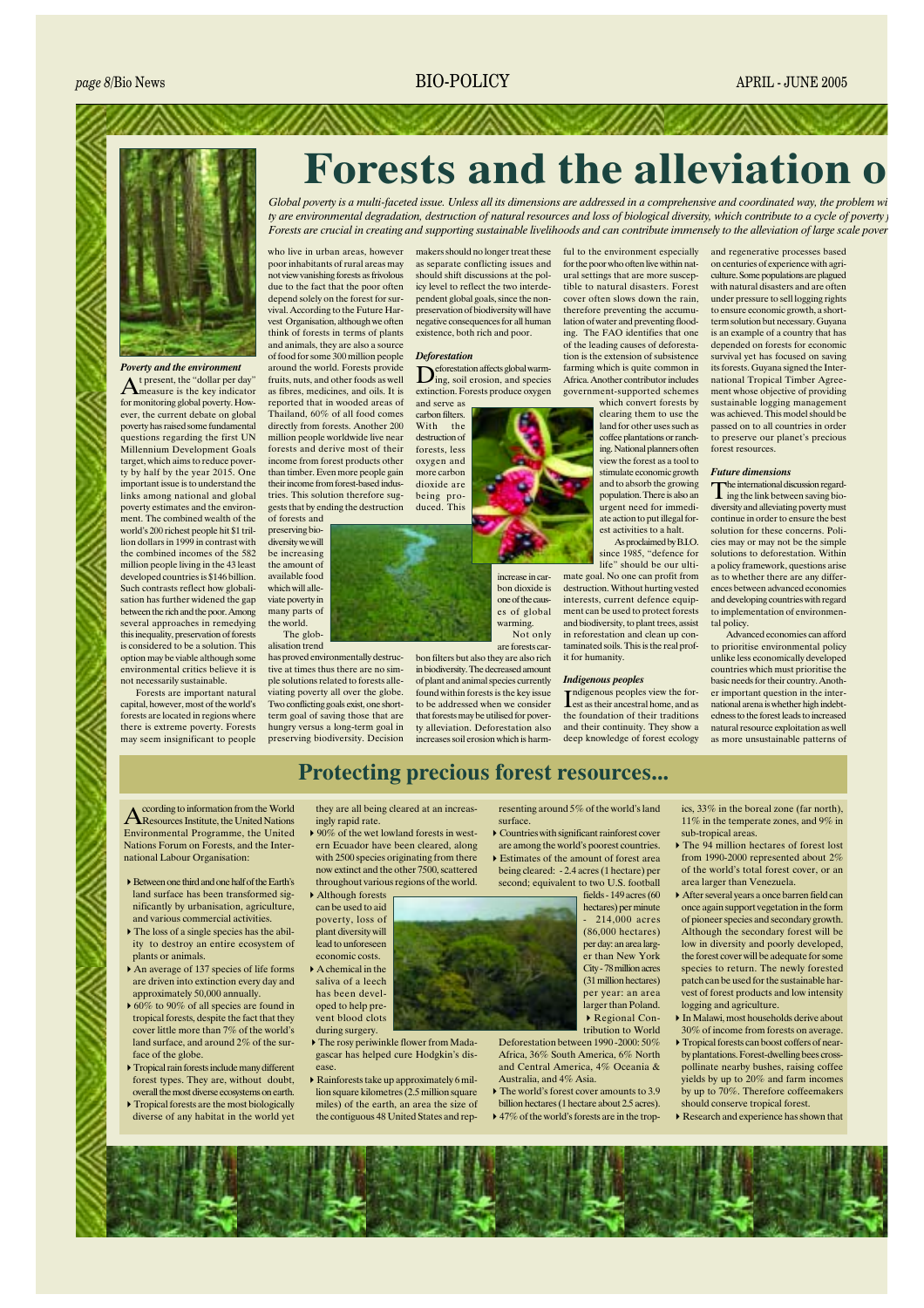# Forests and the alleviation o

*Global poverty is a multi-faceted issue. Unless all its dimensions are addressed in a comprehensive and coordinated way, the problem wi ty are environmental degradation, destruction of natural resources and loss of biological diversity, which contribute to a cycle of poverty Forests are crucial in creating and supporting sustainable livelihoods and can contribute immensely to the alleviation of large scale pover*

### *Poverty and the environment*

At present, the "dollar per day" measure is the key indicator for monitoring global poverty. However, the current debate on global poverty has raised some fundamental questions regarding the first UN Millennium Development Goals target, which aims to reduce poverty by half by the year 2015. One important issue is to understand the links among national and global poverty estimates and the environment. The combined wealth of the world's 200 richest people hit $1 trillion dollars in 1999 in contrast with the combined incomes of the 582 million people living in the 43 least developed countries is $146 billion. Such contrasts reflect how globalisation has further widened the gap between the rich and the poor. Among several approaches in remedying this inequality, preservation of forests is considered to be a solution. This option may be viable although some environmental critics believe it is not necessarily sustainable.

Forests are important natural capital, however, most of the world's forests are located in regions where there is extreme poverty. Forests may seem insignificant to people who live in urban areas, however poor inhabitants of rural areas may not view vanishing forests as frivolous due to the fact that the poor often depend solely on the forest for survival. According to the Future Harvest Organisation, although we often think of forests in terms of plants and animals, they are also a source of food for some 300 million people around the world. Forests provide fruits, nuts, and other foods as well as fibres, medicines, and oils. It is reported that in wooded areas of Thailand, 60% of all food comes directly from forests. Another 200 million people worldwide live near forests and derive most of their income from forest products other than timber. Even more people gain their income from forest-based industries. This solution therefore suggests that by ending the destruction of forests and preserving biodiversity we will be increasing the amount of available food which will alleviate poverty in many parts of the world.

The globalisation trend has proved environmentally destructive at times thus there are no simple solutions related to forests alleviating poverty all over the globe. Two conflicting goals exist, one short-term goal of saving those that are hungry versus a long-term goal in preserving biodiversity. Decision makers should no longer treat these as separate conflicting issues and should shift discussions at the policy level to reflect the two interdependent global goals, since the non-preservation of biodiversity will have negative consequences for all human existence, both rich and poor.

### *Deforestation*

Deforestation affects global warming, soil erosion, and species extinction. Forests produce oxygen and serve as carbon filters. With the destruction of forests, less oxygen and more carbon dioxide are being produced. This increase in carbon dioxide is one of the causes of global warming.

Not only are forests carbon filters but also they are also rich in biodiversity. The decreased amount of plant and animal species currently found within forests is the key issue to be addressed when we consider that forests may be utilised for poverty alleviation. Deforestation also increases soil erosion which is harmful to the environment especially for the poor who often live within natural settings that are more susceptible to natural disasters. Forest cover often slows down the rain, therefore preventing the accumulation of water and preventing flooding. The FAO identifies that one of the leading causes of deforestation is the extension of subsistence farming which is quite common in Africa. Another contributor includes government-supported schemes which convert forests by clearing them to use the land for other uses such as coffee plantations or ranching. National planners often view the forest as a tool to stimulate economic growth and to absorb the growing population. There is also an urgent need for immediate action to put illegal forest activities to a halt.

As proclaimed by B.I.O. since 1985, "defence for life" should be our ultimate goal. No one can profit from destruction. Without hurting vested interests, current defence equipment can be used to protect forests and biodiversity, to plant trees, assist in reforestation and clean up contaminated soils. This is the real profit for humanity.

### *Indigenous peoples*

Indigenous peoples view the forest as their ancestral home, and as the foundation of their traditions and their continuity. They show a deep knowledge of forest ecology and regenerative processes based on centuries of experience with agriculture. Some populations are plagued with natural disasters and are often under pressure to sell logging rights to ensure economic growth, a short-term solution but necessary. Guyana is an example of a country that has depended on forests for economic survival yet has focused on saving its forests. Guyana signed the International Tropical Timber Agreement whose objective of providing sustainable logging management was achieved. This model should be passed on to all countries in order to preserve our planet's precious forest resources.

### *Future dimensions*

The international discussion regarding the link between saving biodiversity and alleviating poverty must continue in order to ensure the best solution for these concerns. Policies may or may not be the simple solutions to deforestation. Within a policy framework, questions arise as to whether there are any differences between advanced economies and developing countries with regard to implementation of environmental policy.

Advanced economies can afford to prioritise environmental policy unlike less economically developed countries which must prioritise the basic needs for their country. Another important question in the international arena is whether high indebtedness to the forest leads to increased natural resource exploitation as well as more unsustainable patterns of

## Protecting precious forest resources...

According to information from the World Resources Institute, the United Nations Environmental Programme, the United Nations Forum on Forests, and the International Labour Organisation:

- Between one third and one half of the Earth's land surface has been transformed significantly by urbanisation, agriculture, and various commercial activities.
- The loss of a single species has the ability to destroy an entire ecosystem of plants or animals.
- An average of 137 species of life forms are driven into extinction every day and approximately 50,000 annually.
- 60% to 90% of all species are found in tropical forests, despite the fact that they cover little more than 7% of the world's land surface, and around 2% of the surface of the globe.
- Tropical rain forests include many different forest types. They are, without doubt, overall the most diverse ecosystems on earth.
- Tropical forests are the most biologically diverse of any habitat in the world yet they are all being cleared at an increasingly rapid rate.
- 90% of the wet lowland forests in western Ecuador have been cleared, along with 2500 species originating from there now extinct and the other 7500, scattered throughout various regions of the world.
- Although forests can be used to aid poverty, loss of plant diversity will lead to unforeseen economic costs.
- A chemical in the saliva of a leech has been developed to help prevent blood clots during surgery.
- The rosy periwinkle flower from Madagascar has helped cure Hodgkin's disease.
- Rainforests take up approximately 6 million square kilometres (2.5 million square miles) of the earth, an area the size of the contiguous 48 United States and representing around 5% of the world's land surface.
- Countries with significant rainforest cover are among the world's poorest countries.
- Estimates of the amount of forest area being cleared: - 2.4 acres (1 hectare) per second; equivalent to two U.S. football fields - 149 acres (60 hectares) per minute - 214,000 acres (86,000 hectares) per day: an area larger than New York City - 78 million acres (31 million hectares) per year: an area larger than Poland.
- Regional Contribution to World Deforestation between 1990 - 2000: 50% Africa, 36% South America, 6% North and Central America, 4% Oceania & Australia, and 4% Asia.
- The world's forest cover amounts to 3.9 billion hectares (1 hectare about 2.5 acres).
- 47% of the world's forests are in the tropics, 33% in the boreal zone (far north), 11% in the temperate zones, and 9% in sub-tropical areas.
- The 94 million hectares of forest lost from 1990-2000 represented about 2% of the world's total forest cover, or an area larger than Venezuela.
- After several years a once barren field can once again support vegetation in the form of pioneer species and secondary growth. Although the secondary forest will be low in diversity and poorly developed, the forest cover will be adequate for some species to return. The newly forested patch can be used for the sustainable harvest of forest products and low intensity logging and agriculture.
- In Malawi, most households derive about 30% of income from forests on average.
- Tropical forests can boost coffers of nearby plantations. Forest-dwelling bees cross-pollinate nearby bushes, raising coffee yields by up to 20% and farm incomes by up to 70%. Therefore coffeemakers should conserve tropical forest.
- Research and experience has shown that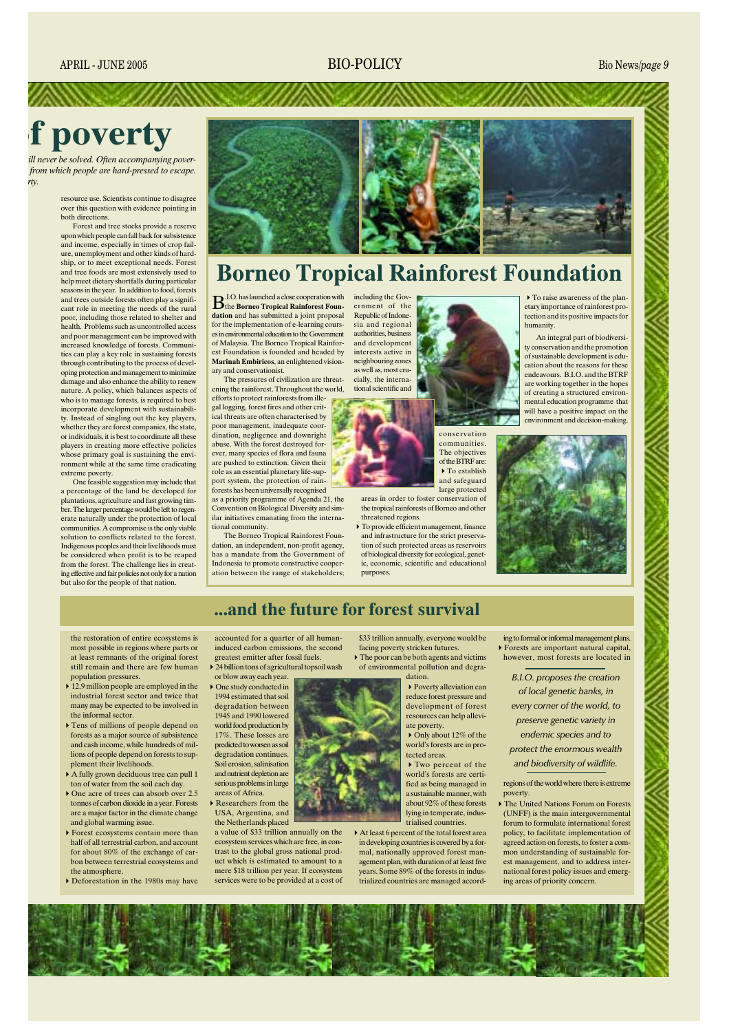# f poverty

*ill never be solved. Often accompanying pover- from which people are hard-pressed to escape. rty.*

resource use. Scientists continue to disagree over this question with evidence pointing in both directions.

Forest and tree stocks provide a reserve upon which people can fall back for subsistence and income, especially in times of crop failure, unemployment and other kinds of hardship, or to meet exceptional needs. Forest and tree foods are most extensively used to help meet dietary shortfalls during particular seasons in the year. In addition to food, forests and trees outside forests often play a significant role in meeting the needs of the rural poor, including those related to shelter and health. Problems such as uncontrolled access and poor management can be improved with increased knowledge of forests. Communities can play a key role in sustaining forests through contributing to the process of developing protection and management to minimize damage and also enhance the ability to renew nature. A policy, which balances aspects of who is to manage forests, is required to best incorporate development with sustainability. Instead of singling out the key players, whether they are forest companies, the state, or individuals, it is best to coordinate all these players in creating more effective policies whose primary goal is sustaining the environment while at the same time eradicating extreme poverty.

One feasible suggestion may include that a percentage of the land be developed for plantations, agriculture and fast growing timber. The larger percentage would be left to regenerate naturally under the protection of local communities. A compromise is the only viable solution to conflicts related to the forest. Indigenous peoples and their livelihoods must be considered when profit is to be reaped from the forest. The challenge lies in creating effective and fair policies not only for a nation but also for the people of that nation.

# Borneo Tropical Rainforest Foundation

B.I.O. has launched a close cooperation with the **Borneo Tropical Rainforest Foundation** and has submitted a joint proposal for the implementation of e-learning courses in environmental education to the Government of Malaysia. The Borneo Tropical Rainforest Foundation is founded and headed by **Marinah Embiricos**, an enlightened visionary and conservationist.

The pressures of civilization are threatening the rainforest. Throughout the world, efforts to protect rainforests from illegal logging, forest fires and other critical threats are often characterised by poor management, inadequate coordination, negligence and downright abuse. With the forest destroyed forever, many species of flora and fauna are pushed to extinction. Given their role as an essential planetary life-support system, the protection of rainforests has been universally recognised as a priority programme of Agenda 21, the Convention on Biological Diversity and similar initiatives emanating from the international community.

The Borneo Tropical Rainforest Foundation, an independent, non-profit agency, has a mandate from the Government of Indonesia to promote constructive cooperation between the range of stakeholders; including the Government of the Republic of Indonesia and regional authorities, business and development interests active in neighbouring zones as well as, most crucially, the international scientific and conservation communities. The objectives of the BTRF are:

- To establish and safeguard large protected areas in order to foster conservation of the tropical rainforests of Borneo and other threatened regions.
- To provide efficient management, finance and infrastructure for the strict preservation of such protected areas as reservoirs of biological diversity for ecological, genetic, economic, scientific and educational purposes.
- To raise awareness of the planetary importance of rainforest protection and its positive impacts for humanity.

An integral part of biodiversity conservation and the promotion of sustainable development is education about the reasons for these endeavours. B.I.O. and the BTRF are working together in the hopes of creating a structured environmental education programme that will have a positive impact on the environment and decision-making.

## ...and the future for forest survival

the restoration of entire ecosystems is most possible in regions where parts or at least remnants of the original forest still remain and there are few human population pressures.

- 12.9 million people are employed in the industrial forest sector and twice that many may be expected to be involved in the informal sector.
- Tens of millions of people depend on forests as a major source of subsistence and cash income, while hundreds of millions of people depend on forests to supplement their livelihoods.
- A fully grown deciduous tree can pull 1 ton of water from the soil each day.
- One acre of trees can absorb over 2.5 tonnes of carbon dioxide in a year. Forests are a major factor in the climate change and global warming issue.
- Forest ecosystems contain more than half of all terrestrial carbon, and account for about 80% of the exchange of carbon between terrestrial ecosystems and the atmosphere.
- Deforestation in the 1980s may have accounted for a quarter of all human-induced carbon emissions, the second greatest emitter after fossil fuels.
- 24 billion tons of agricultural topsoil wash or blow away each year.
- One study conducted in 1994 estimated that soil degradation between 1945 and 1990 lowered world food production by 17%. These losses are predicted to worsen as soil degradation continues. Soil erosion, salinisation and nutrient depletion are serious problems in large areas of Africa.
- Researchers from the USA, Argentina, and the Netherlands placed a value of $33 trillion annually on the ecosystem services which are free, in contrast to the global gross national product which is estimated to amount to a mere $18 trillion per year. If ecosystem services were to be provided at a cost of $33 trillion annually, everyone would be facing poverty stricken futures.
- The poor can be both agents and victims of environmental pollution and degradation.
- Poverty alleviation can reduce forest pressure and development of forest resources can help alleviate poverty.
- Only about 12% of the world's forests are in protected areas.
- Two percent of the world's forests are certified as being managed in a sustainable manner, with about 92% of these forests lying in temperate, industrialised countries.
- At least 6 percent of the total forest area in developing countries is covered by a formal, nationally approved forest management plan, with duration of at least five years. Some 89% of the forests in industrialized countries are managed according to formal or informal management plans.
- Forests are important natural capital, however, most forests are located in regions of the world where there is extreme poverty.
- The United Nations Forum on Forests (UNFF) is the main intergovernmental forum to formulate international forest policy, to facilitate implementation of agreed action on forests, to foster a common understanding of sustainable forest management, and to address international forest policy issues and emerging areas of priority concern.

*B.I.O. proposes the creation of local genetic banks, in every corner of the world, to preserve genetic variety in endemic species and to protect the enormous wealth and biodiversity of wildlife.*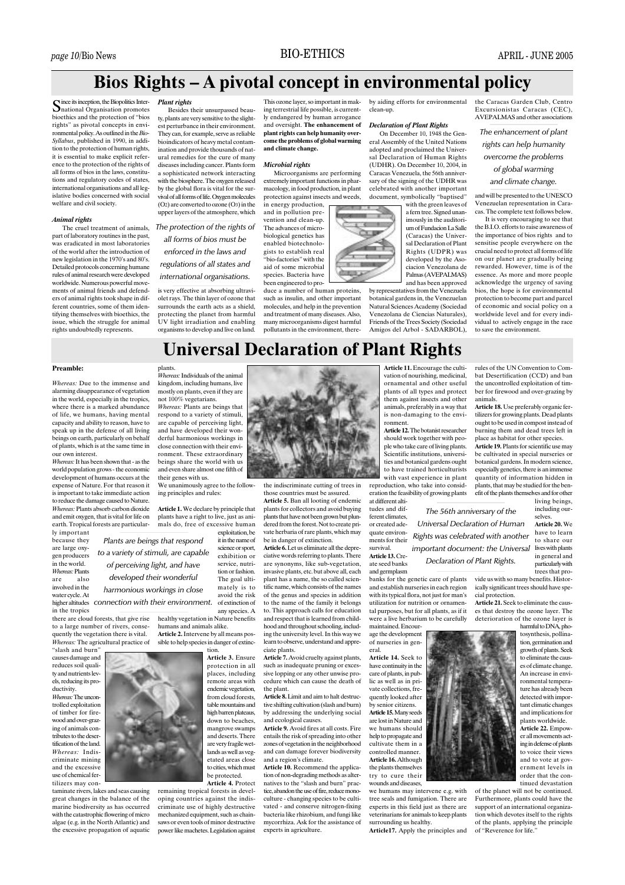# Bios Rights – A pivotal concept in environmental policy

Since its inception, the Biopolitics International Organisation promotes bioethics and the protection of "bios rights" as pivotal concepts in environmental policy. As outlined in the *Bio-Syllabus*, published in 1990, in addition to the protection of human rights, it is essential to make explicit reference to the protection of the rights of all forms of bios in the laws, constitutions and regulatory codes of states, international organisations and all legislative bodies concerned with social welfare and civil society.

### Animal rights

The cruel treatment of animals, part of laboratory routines in the past, was eradicated in most laboratories of the world after the introduction of new legislation in the 1970's and 80's. Detailed protocols concerning humane rules of animal research were developed worldwide. Numerous powerful movements of animal friends and defenders of animal rights took shape in different countries, some of them identifying themselves with bioethics, the issue, which the struggle for animal rights undoubtedly represents.

### Plant rights

Besides their unsurpassed beauty, plants are very sensitive to the slightest perturbance in their environment. They can, for example, serve as reliable bioindicators of heavy metal contamination and provide thousands of natural remedies for the cure of many diseases including cancer. Plants form a sophisticated network interacting with the biosphere. The oxygen released by the global flora is vital for the survival of all forms of life. Oxygen molecules ($O_2$) are converted to ozone ($O_3$) in the upper layers of the atmosphere, which is very effective at absorbing ultraviolet rays. The thin layer of ozone that surrounds the earth acts as a shield, protecting the planet from harmful UV light irradiation and enabling organisms to develop and live on land. This ozone layer, so important in making terrestrial life possible, is currently endangered by human arrogance and oversight. **The enhancement of plant rights can help humanity overcome the problems of global warming and climate change.**

*The protection of the rights of all forms of bios must be enforced in the laws and regulations of all states and international organisations.*

### Microbial rights

Microorganisms are performing extremely important functions in pharmacology, in food production, in plant protection against insects and weeds, in energy production, and in pollution prevention and clean-up. The advances of microbiological genetics has enabled biotechnologists to establish real "bio-factories" with the aid of some microbial species. Bacteria have been engineered to produce a number of human proteins, such as insulin, and other important molecules, and help in the prevention and treatment of many diseases. Also, many microorganisms digest harmful pollutants in the environment, thereby aiding efforts for environmental clean-up.

### Declaration of Plant Rights

On December 10, 1948 the General Assembly of the United Nations adopted and proclaimed the Universal Declaration of Human Rights (UDHR). On December 10, 2004, in Caracas Venezuela, the 56th anniversary of the signing of the UDHR was celebrated with another important document, symbolically "baptised" with the green leaves of a fern tree. Signed unanimously in the auditorium of Fundacion La Salle (Caracas) the Universal Declaration of Plant Rights (UDPR) was developed by the Asociacion Venezolana de Palmas (AVEPALMAS) and has been approved by representatives from the Venezuela botanical gardens in, the Venezuelan Natural Sciences Academy (Sociedad Venezolana de Ciencias Naturales), Friends of the Trees Society (Sociedad Amigos del Arbol - SADARBOL), the Caracas Garden Club, Centro Excursionistas Caracas (CEC), AVEPALMAS and other associations and will be presented to the UNESCO Venezuelan representation in Caracas. The complete text follows below.

*The enhancement of plant rights can help humanity overcome the problems of global warming and climate change.*

It is very encouraging to see that the B.I.O. efforts to raise awareness of the importance of bios rights and to sensitise people everywhere on the crucial need to protect all forms of life on our planet are gradually being rewarded. However, time is of the essence. As more and more people acknowledge the urgency of saving bios, the hope is for environmental protection to become part and parcel of economic and social policy on a worldwide level and for every individual to actively engage in the race to save the environment.

# Universal Declaration of Plant Rights

### Preamble:

*Whereas:* Due to the immense and alarming disappearance of vegetation in the world, especially in the tropics, where there is a marked abundance of life, we humans, having mental capacity and ability to reason, have to speak up in the defense of all living beings on earth, particularly on behalf of plants, which is at the same time in our own interest.

*Whereas:* It has been shown that - as the world population grows - the economic development of humans occurs at the expense of Nature. For that reason it is important to take immediate action to reduce the damage caused to Nature.

*Whereas:* Plants absorb carbon dioxide and emit oxygen, that is vital for life on earth. Tropical forests are particularly important because they are large oxygen producers in the world.

*Whereas:* Plants are also involved in the water cycle. At higher altitudes in the tropics there are cloud forests, that give rise to a large number of rivers, consequently the vegetation there is vital.

*Whereas:* The agricultural practice of "slash and burn" causes damage and reduces soil quality and nutrients levels, reducing its productivity.

*Whereas:* The uncontrolled exploitation of timber for firewood and over-grazing of animals contributes to the desertification of the land.

*Whereas:* Indiscriminate mining and the excessive use of chemical fertilizers may contaminate rivers, lakes and seas causing great changes in the balance of the marine biodiversity as has occurred with the catastrophic flowering of micro algae (e.g. in the North Atlantic) and the excessive propagation of aquatic plants.

*Whereas:* Individuals of the animal kingdom, including humans, live mostly on plants, even if they are not 100% vegetarians.

*Whereas:* Plants are beings that respond to a variety of stimuli, are capable of perceiving light, and have developed their wonderful harmonious workings in close connection with their environment. These extraordinary beings share the world with us and even share almost one fifth of their genes with us.

We unanimously agree to the following principles and rules:

*Plants are beings that respond to a variety of stimuli, are capable of perceiving light, and have developed their wonderful harmonious workings in close connection with their environment.*

**Article 1.** We declare by principle that plants have a right to live, just as animals do, free of excessive human exploitation, be it in the name of science or sport, exhibition or service, nutrition or fashion. The goal ultimately is to avoid the risk of extinction of any species. A healthy vegetation in Nature benefits humans and animals alike.

**Article 2.** Intervene by all means possible to help species in danger of extinction.

**Article 3.** Ensure protection in all places, including remote areas with endemic vegetation, from cloud forests, table mountains and high barren plateaus, down to beaches, mangrove swamps and deserts. There are very fragile wetlands as well as vegetated areas close to cities, which must be protected.

**Article 4.** Protect remaining tropical forests in developing countries against the indiscriminate use of highly destructive mechanized equipment, such as chainsaws or even tools of minor destructive power like machetes. Legislation against the indiscriminate cutting of trees in those countries must be assured.

**Article 5.** Ban all looting of endemic plants for collectors and avoid buying plants that have not been grown but plundered from the forest. Not to create private herbaria of rare plants, which may be in danger of extinction.

**Article 6.** Let us eliminate all the depreciative words referring to plants. There are synonyms, like sub-vegetation, invasive plants, etc. but above all, each plant has a name, the so called scientific name, which consists of the names of the genus and species in addition to the name of the family it belongs to. This approach calls for education and respect that is learned from childhood and throughout schooling, including the university level. In this way we learn to observe, understand and appreciate plants.

**Article 7.** Avoid cruelty against plants, such as inadequate pruning or excessive lopping or any other unwise procedure which can cause the death of the plant.

**Article 8.** Limit and aim to halt destructive shifting cultivation (slash and burn) by addressing the underlying social and ecological causes.

**Article 9.** Avoid fires at all costs. Fire entails the risk of spreading into other zones of vegetation in the neighborhood and can damage forever biodiversity and a region's climate.

**Article 10.** Recommend the application of non-degrading methods as alternatives to the "slash and burn" practice, abandon the use of fire, reduce monoculture - changing species to be cultivated - and conserve nitrogen-fixing bacteria like rhizobium, and fungi like mycorrhiza. Ask for the assistance of experts in agriculture.

**Article 11.** Encourage the cultivation of nourishing, medicinal, ornamental and other useful plants of all types and protect them against insects and other animals, preferably in a way that is non-damaging to the environment.

**Article 12.** The botanist researcher should work together with people who take care of living plants. Scientific institutions, universities and botanical gardens ought to have trained horticulturists with vast experience in plant reproduction, who take into consideration the feasibility of growing plants at different altitudes and different climates, or created adequate environments for their survival.

**Article 13.** Create seed banks and germplasm banks for the genetic care of plants and establish nurseries in each region with its typical flora, not just for man's utilization for nutrition or ornamental purposes, but for all plants, as if it were a live herbarium to be carefully maintained. Encourage the development of nurseries in general.

*The 56th anniversary of the Universal Declaration of Human Rights was celebrated with another important document: the Universal Declaration of Plant Rights.*

**Article 14.** Seek to have continuity in the care of plants, in public as well as in private collections, frequently looked after by senior citizens.

**Article 15.** Many seeds are lost in Nature and we humans should help to propagate and cultivate them in a controlled manner.

**Article 16.** Although the plants themselves try to cure their wounds and diseases, we humans may intervene e.g. with tree seals and fumigation. There are experts in this field just as there are veterinarians for animals to keep plants surrounding us healthy.

**Article17.** Apply the principles and rules of the UN Convention to Combat Desertification (CCD) and ban the uncontrolled exploitation of timber for firewood and over-grazing by animals.

**Article 18.** Use preferably organic fertilizers for growing plants. Dead plants ought to be used in compost instead of burning them and dead trees left in place as habitat for other species.

**Article 19.** Plants for scientific use may be cultivated in special nurseries or botanical gardens. In modern science, especially genetics, there is an immense quantity of information hidden in plants, that may be studied for the benefit of the plants themselves and for other living beings, including ourselves.

**Article 20.** We have to learn to share our lives with plants in general and particularly with trees that provide us with so many benefits. Historically significant trees should have special protection.

**Article 21.** Seek to eliminate the causes that destroy the ozone layer. The deterioration of the ozone layer is harmful to DNA, photosynthesis, pollination, germination and growth of plants. Seek to eliminate the causes of climate change. An increase in environmental temperature has already been detected with important climatic changes and implications for plants worldwide.

**Article 22.** Empower all movements acting in defense of plants to voice their views and to vote at government levels in order that the continued devastation of the planet will not be continued. Furthermore, plants could have the support of an international organization which devotes itself to the rights of the plants, applying the principle of "Reverence for life."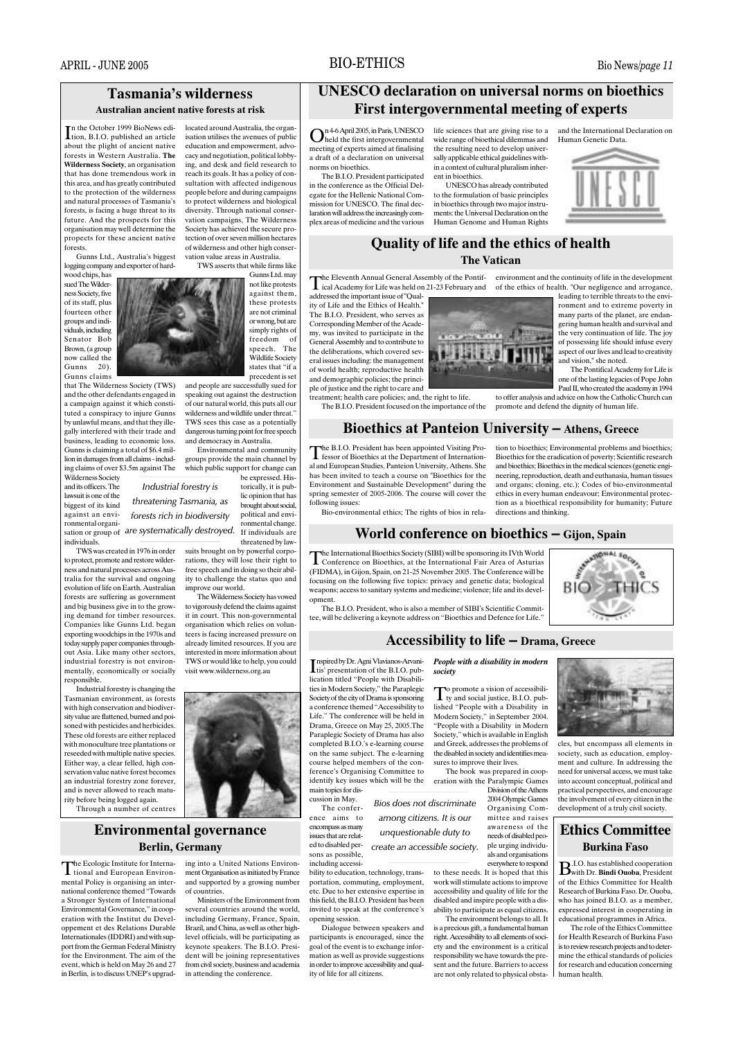## Tasmania's wilderness

### Australian ancient native forests at risk

In the October 1999 BioNews edition, B.I.O. published an article about the plight of ancient native forests in Western Australia. **The Wilderness Society**, an organisation that has done tremendous work in this area, and has greatly contributed to the protection of the wilderness and natural processes of Tasmania's forests, is facing a huge threat to its future. And the prospects for this organisation may well determine the propects for these ancient native forests.

Gunns Ltd., Australia's biggest logging company and exporter of hardwood chips, has sued The Wilderness Society, five of its staff, plus fourteen other groups and individuals, including Senator Bob Brown, (a group now called the Gunns 20). Gunns claims that The Wilderness Society (TWS) and the other defendants engaged in a campaign against it which constituted a conspiracy to injure Gunns by unlawful means, and that they illegally interfered with their trade and business, leading to economic loss. Gunns is claiming a total of $6.4 million in damages from all claims - including claims of over $3.5m against The Wilderness Society and its officers. The lawsuit is one of the biggest of its kind against an environmental organisation or group of individuals.

TWS was created in 1976 in order to protect, promote and restore wilderness and natural processes across Australia for the survival and ongoing evolution of life on Earth. Australian forests are suffering as government and big business give in to the growing demand for timber resources. Companies like Gunns Ltd. began exporting woodchips in the 1970s and today supply paper companies throughout Asia. Like many other sectors, industrial forestry is not environmentally, economically or socially responsible.

Industrial forestry is changing the Tasmanian environment, as forests with high conservation and biodiversity value are flattened, burned and poisoned with pesticides and herbicides. These old forests are either replaced with monoculture tree plantations or reseeded with multiple native species. Either way, a clear felled, high conservation value native forest becomes an industrial forestry zone forever, and is never allowed to reach maturity before being logged again.

Through a number of centres located around Australia, the organisation utilises the avenues of public education and empowerment, advocacy and negotiation, political lobbying, and desk and field research to reach its goals. It has a policy of consultation with affected indigenous people before and during campaigns to protect wilderness and biological diversity. Through national conservation campaigns, The Wilderness Society has achieved the secure protection of over seven million hectares of wilderness and other high conservation value areas in Australia.

TWS asserts that while firms like Gunns Ltd. may not like protests against them, these protests are not criminal or wrong, but are simply rights of freedom of speech. The Wildlife Society states that "if a precedent is set and people are successfully sued for speaking out against the destruction of our natural world, this puts all our wilderness and wildlife under threat." TWS sees this case as a potentially dangerous turning point for free speech and democracy in Australia.

Environmental and community groups provide the main channel by which public support for change can be expressed. Historically, it is public opinion that has brought about social, political and environmental change. If individuals are threatened by lawsuits brought on by powerful corporations, they will lose their right to free speech and in doing so their ability to challenge the status quo and improve our world.

*Industrial forestry is threatening Tasmania, as forests rich in biodiversity are systematically destroyed.*

The Wilderness Society has vowed to vigorously defend the claims against it in court. This non-governmental organisation which relies on volunteers is facing increased pressure on already limited resources. If you are interested in more information about TWS or would like to help, you could visit www.wilderness.org.au

## Environmental governance

### Berlin, Germany

The Ecologic Institute for International and European Environmental Policy is organising an international conference themed "Towards a Stronger System of International Environmental Governance," in cooperation with the Institut du Developpement et des Relations Durable Internationales (IDDRI) and with support from the German Federal Ministry for the Environment. The aim of the event, which is held on May 26 and 27 in Berlin, is to discuss UNEP's upgrading into a United Nations Environment Organisation as initiated by France and supported by a growing number of countries.

Ministers of the Environment from several countries around the world, including Germany, France, Spain, Brazil, and China, as well as other high-level officials, will be participating as keynote speakers. The B.I.O. President will be joining representatives from civil society, business and academia in attending the conference.

## UNESCO declaration on universal norms on bioethics First intergovernmental meeting of experts

On 4-6 April 2005, in Paris, UNESCO held the first intergovernmental meeting of experts aimed at finalising a draft of a declaration on universal norms on bioethics.

The B.I.O. President participated in the conference as the Official Delegate for the Hellenic National Commission for UNESCO. The final declaration will address the increasingly complex areas of medicine and the various life sciences that are giving rise to a wide range of bioethical dilemmas and the resulting need to develop universally applicable ethical guidelines within a context of cultural pluralism inherent in bioethics.

UNESCO has already contributed to the formulation of basic principles in bioethics through two major instruments: the Universal Declaration on the Human Genome and Human Rights and the International Declaration on Human Genetic Data.

## Quality of life and the ethics of health

### The Vatican

The Eleventh Annual General Assembly of the Pontifical Academy for Life was held on 21-23 February and addressed the important issue of "Quality of Life and the Ethics of Health." The B.I.O. President, who serves as Corresponding Member of the Academy, was invited to participate in the General Assembly and to contribute to the deliberations, which covered several issues including: the management of world health; reproductive health and demographic policies; the principle of justice and the right to care and treatment; health care policies; and, the right to life.

The B.I.O. President focused on the importance of the environment and the continuity of life in the development of the ethics of health. "Our negligence and arrogance, leading to terrible threats to the environment and to extreme poverty in many parts of the planet, are endangering human health and survival and the very continuation of life. The joy of possessing life should infuse every aspect of our lives and lead to creativity and vision," she noted.

The Pontifical Academy for Life is one of the lasting legacies of Pope John Paul II, who created the academy in 1994 to offer analysis and advice on how the Catholic Church can promote and defend the dignity of human life.

## Bioethics at Panteion University – Athens, Greece

The B.I.O. President has been appointed Visiting Professor of Bioethics at the Department of International and European Studies, Panteion University, Athens. She has been invited to teach a course on "Bioethics for the Environment and Sustainable Development" during the spring semester of 2005-2006. The course will cover the following issues:

Bio-environmental ethics; The rights of bios in relation to bioethics; Environmental problems and bioethics; Bioethics for the eradication of poverty; Scientific research and bioethics; Bioethics in the medical sciences (genetic engineering, reproduction, death and euthanasia, human tissues and organs; cloning, etc.); Codes of bio-environmental ethics in every human endeavour; Environmental protection as a bioethical responsibility for humanity; Future directions and thinking.

## World conference on bioethics – Gijon, Spain

The International Bioethics Society (SIBI) will be sponsoring its IVth World Conference on Bioethics, at the International Fair Area of Asturias (FIDMA), in Gijon, Spain, on 21-25 November 2005. The Conference will be focusing on the following five topics: privacy and genetic data; biological weapons; access to sanitary systems and medicine; violence; life and its development.

The B.I.O. President, who is also a member of SIBI's Scientific Committee, will be delivering a keynote address on "Bioethics and Defence for Life."

## Accessibility to life – Drama, Greece

Inspired by Dr. Agni Vlavianos-Arvanitis' presentation of the B.I.O. publication titled "People with Disabilities in Modern Society," the Paraplegic Society of the city of Drama is sponsoring a conference themed "Accessibility to Life." The conference will be held in Drama, Greece on May 25, 2005. The Paraplegic Society of Drama has also completed B.I.O.'s e-learning course on the same subject. The e-learning course helped members of the conference's Organising Committee to identify key issues which will be the main topics for discussion in May.

The conference aims to encompass as many issues that are related to disabled persons as possible, including accessibility to education, technology, transportation, commuting, employment, etc. Due to her extensive expertise in this field, the B.I.O. President has been invited to speak at the conference's opening session.

Dialogue between speakers and participants is encouraged, since the goal of the event is to exchange information as well as provide suggestions in order to improve accessibility and quality of life for all citizens.

***People with a disability in modern society***

To promote a vision of accessibility and social justice, B.I.O. published "People with a Disability in Modern Society," in September 2004. "People with a Disability in Modern Society," which is available in English and Greek, addresses the problems of the disabled in society and identifies measures to improve their lives.

The book was prepared in cooperation with the Paralympic Games Division of the Athens 2004 Olympic Games Organising Committee and raises awareness of the needs of disabled people urging individuals and organisations everywhere to respond to these needs. It is hoped that this work will stimulate actions to improve accessibility and quality of life for the disabled and inspire people with a disability to participate as equal citizens.

*Bios does not discriminate among citizens. It is our unquestionable duty to create an accessible society.*

The environment belongs to all. It is a precious gift, a fundamental human right. Accessibility to all elements of society and the environment is a critical responsibility we have towards the present and the future. Barriers to access are not only related to physical obstacles, but encompass all elements in society, such as education, employment and culture. In addressing the need for universal access, we must take into account conceptual, political and practical perspectives, and encourage the involvement of every citizen in the development of a truly civil society.

## Ethics Committee

### Burkina Faso

B.I.O. has established cooperation with Dr. **Bindi Ouoba**, President of the Ethics Committee for Health Research of Burkina Faso. Dr. Ouoba, who has joined B.I.O. as a member, expressed interest in cooperating in educational programmes in Africa.

The role of the Ethics Committee for Health Research of Burkina Faso is to review research projects and to determine the ethical standards of policies for research and education concerning human health.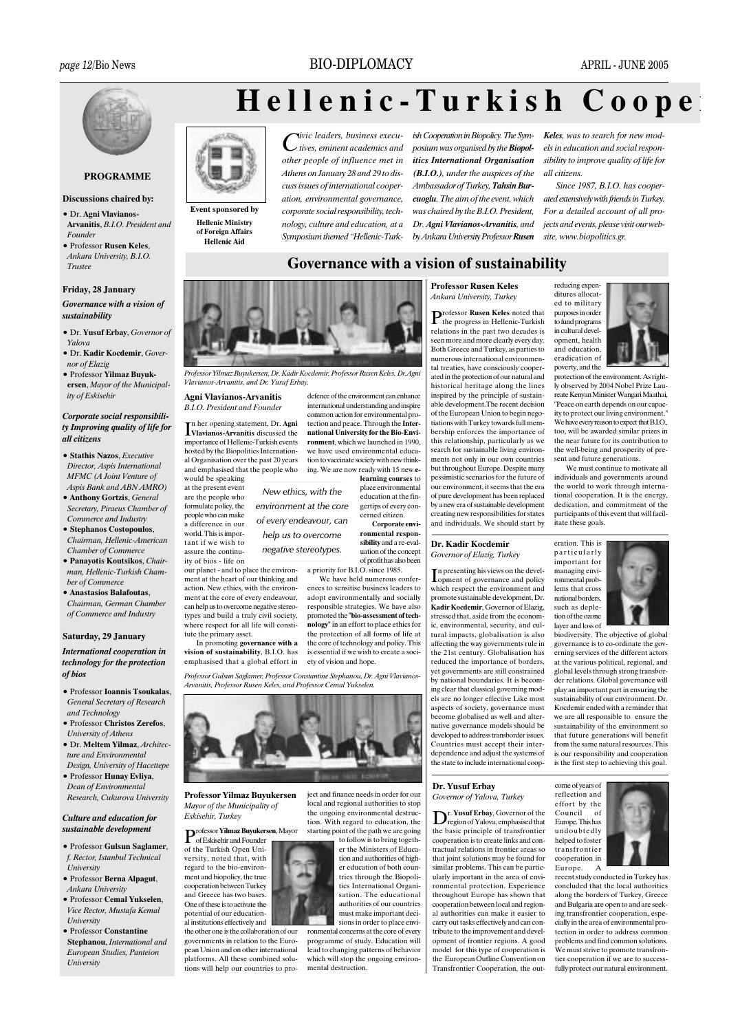# Hellenic-Turkish Coope

**PROGRAMME**

**Discussions chaired by:**

- Dr. **Agni Vlavianos-Arvanitis**, *B.I.O. President and Founder*
- Professor **Rusen Keles**, *Ankara University, B.I.O. Trustee*

**Friday, 28 January**

***Governance with a vision of sustainability***

- Dr. **Yusuf Erbay**, *Governor of Yalova*
- Dr. **Kadir Kocdemir**, *Governor of Elazig*
- Professor **Yilmaz Buyukersen**, *Mayor of the Municipality of Eskisehir*

***Corporate social responsibility Improving quality of life for all citizens***

- **Stathis Nazos**, *Executive Director, Aspis International MFMC (A Joint Venture of Aspis Bank and ABN AMRO)*
- **Anthony Gortzis**, *General Secretary, Piraeus Chamber of Commerce and Industry*
- **Stephanos Costopoulos**, *Chairman, Hellenic-American Chamber of Commerce*
- **Panayotis Koutsikos**, *Chairman, Hellenic-Turkish Chamber of Commerce*
- **Anastasios Balafoutas**, *Chairman, German Chamber of Commerce and Industry*

**Saturday, 29 January**

***International cooperation in technology for the protection of bios***

- Professor **Ioannis Tsoukalas**, *General Secretary of Research and Technology*
- Professor **Christos Zerefos**, *University of Athens*
- Dr. **Meltem Yilmaz**, *Architecture and Environmental Design, University of Hacettepe*
- Professor **Hunay Evliya**, *Dean of Environmental Research, Cukurova University*

***Culture and education for sustainable development***

- Professor **Gulsun Saglamer**, *f. Rector, Istanbul Technical University*
- Professor **Berna Alpagut**, *Ankara University*
- Professor **Cemal Yukselen**, *Vice Rector, Mustafa Kemal University*
- Professor **Constantine Stephanou**, *International and European Studies, Panteion University*

**Event sponsored by**
**Hellenic Ministry of Foreign Affairs**
**Hellenic Aid**

*Civic leaders, business executives, eminent academics and other people of influence met in Athens on January 28 and 29 to discuss issues of international cooperation, environmental governance, corporate social responsibility, technology, culture and education, at a Symposium themed "Hellenic-Turkish Cooperation in Biopolicy. The Symposium was organised by the* ***Biopolitics International Organisation (B.I.O.)****, under the auspices of the Ambassador of Turkey,* ***Tahsin Burcuoglu****. The aim of the event, which was chaired by the B.I.O. President, Dr.* ***Agni Vlavianos-Arvanitis****, and by Ankara University Professor* ***Rusen Keles****, was to search for new models in education and social responsibility to improve quality of life for all citizens.*

*Since 1987, B.I.O. has cooperated extensively with friends in Turkey. For a detailed account of all projects and events, please visit our website, www.biopolitics.gr.*

## Governance with a vision of sustainability

*Professor Yilmaz Buyukersen, Dr. Kadir Kocdemir, Professor Rusen Keles, Dr. Agni Vlavianos-Arvanitis, and Dr. Yusuf Erbay.*

### Agni Vlavianos-Arvanitis
*B.I.O. President and Founder*

In her opening statement, Dr. **Agni Vlavianos-Arvanitis** discussed the importance of Hellenic-Turkish events hosted by the Biopolitics International Organisation over the past 20 years and emphasised that the people who would be speaking at the present event are the people who formulate policy, the people who can make a difference in our world. This is important if we wish to assure the continuity of bios - life on our planet - and to place the environment at the heart of our thinking and action. New ethics, with the environment at the core of every endeavour, can help us to overcome negative stereotypes and build a truly civil society, where respect for all life will constitute the primary asset.

> *New ethics, with the environment at the core of every endeavour, can help us to overcome negative stereotypes.*

In promoting **governance with a vision of sustainability**, B.I.O. has emphasised that a global effort in defence of the environment can enhance international understanding and inspire common action for environmental protection and peace. Through the **International University for the Bio-Environment**, which we launched in 1990, we have used environmental education to vaccinate society with new thinking. We are now ready with 15 new **e-learning courses** to place environmental education at the fingertips of every concerned citizen.

**Corporate environmental responsibility** and a re-evaluation of the concept of profit has also been a priority for B.I.O. since 1985.

We have held numerous conferences to sensitise business leaders to adopt environmentally and socially responsible strategies. We have also promoted the "**bio-assessment of technology**" in an effort to place ethics for the protection of all forms of life at the core of technology and policy. This is essential if we wish to create a society of vision and hope.

*Professor Gulsun Saglamer, Professor Constantine Stephanou, Dr. Agni Vlavianos-Arvanitis, Professor Rusen Keles, and Professor Cemal Yukselen.*

### Professor Yilmaz Buyukersen
*Mayor of the Municipality of Eskisehir, Turkey*

Professor **Yilmaz Buyukersen**, Mayor of Eskisehir and Founder of the Turkish Open University, noted that, with regard to the bio-environment and biopolicy, the true cooperation between Turkey and Greece has two bases. One of these is to activate the potential of our educational institutions effectively and the other one is the collaboration of our governments in relation to the European Union and on other international platforms. All these combined solutions will help our countries to project and finance needs in order for our local and regional authorities to stop the ongoing environmental destruction. With regard to education, the starting point of the path we are going to follow is to bring together the Ministers of Education and authorities of higher education of both countries through the Biopolitics International Organisation. The educational authorities of our countries must make important decisions in order to place environmental concerns at the core of every programme of study. Education will lead to changing patterns of behavior which will stop the ongoing environmental destruction.

### Professor Rusen Keles
*Ankara University, Turkey*

Professor **Rusen Keles** noted that the progress in Hellenic-Turkish relations in the past two decades is seen more and more clearly every day. Both Greece and Turkey, as parties to numerous international environmental treaties, have consciously cooperated in the protection of our natural and historical heritage along the lines inspired by the principle of sustainable development.The recent decision of the European Union to begin negotiations with Turkey towards full membership enforces the importance of this relationship, particularly as we search for sustainable living environments not only in our own countries but throughout Europe. Despite many pessimistic scenarios for the future of our environment, it seems that the era of pure development has been replaced by a new era of sustainable development creating new responsibilities for states and individuals. We should start by reducing expenditures allocated to military purposes in order to fund programs in cultural development, health and education, eradication of poverty, and the protection of the environment. As rightly observed by 2004 Nobel Prize Laureate Kenyan Minister Wangari Maathai, "Peace on earth depends on our capacity to protect our living environment." We have every reason to expect that B.I.O., too, will be awarded similar prizes in the near future for its contribution to the well-being and prosperity of present and future generations.

We must continue to motivate all individuals and governments around the world to work through international cooperation. It is the energy, dedication, and commitment of the participants of this event that will facilitate these goals.

### Dr. Kadir Kocdemir
*Governor of Elazig, Turkey*

In presenting his views on the development of governance and policy which respect the environment and promote sustainable development, Dr. **Kadir Kocdemir**, Governor of Elazig, stressed that, aside from the economic, environmental, security, and cultural impacts, globalisation is also affecting the way governments rule in the 21st century. Globalisation has reduced the importance of borders, yet governments are still constrained by national boundaries. It is becoming clear that classical governing models are no longer effective Like most aspects of society, governance must become globalised as well and alternative governance models should be developed to address transborder issues. Countries must accept their interdependence and adjust the systems of the state to include international cooperation. This is particularly important for managing environmental problems that cross national borders, such as depletion of the ozone layer and loss of biodiversity. The objective of global governance is to co-ordinate the governing services of the different actors at the various political, regional, and global levels through strong transborder relations. Global governance will play an important part in ensuring the sustainability of our environment. Dr. Kocdemir ended with a reminder that we are all responsible to ensure the sustainability of the environment so that future generations will benefit from the same natural resources. This is our responsibility and cooperation is the first step to achieving this goal.

### Dr. Yusuf Erbay
*Governor of Yalova, Turkey*

Dr. **Yusuf Erbay**, Governor of the region of Yalova, emphasised that the basic principle of transfrontier cooperation is to create links and contractual relations in frontier areas so that joint solutions may be found for similar problems. This can be particularly important in the area of environmental protection. Experience throughout Europe has shown that cooperation between local and regional authorities can make it easier to carry out tasks effectively and can contribute to the improvement and development of frontier regions. A good model for this type of cooperation is the European Outline Convention on Transfrontier Cooperation, the outcome of years of reflection and effort by the Council of Europe. This has undoubtedly helped to foster transfrontier cooperation in Europe. A recent study conducted in Turkey has concluded that the local authorities along the borders of Turkey, Greece and Bulgaria are open to and are seeking transfrontier cooperation, especially in the area of environmental protection in order to address common problems and find common solutions. We must strive to promote transfrontier cooperation if we are to successfully protect our natural environment.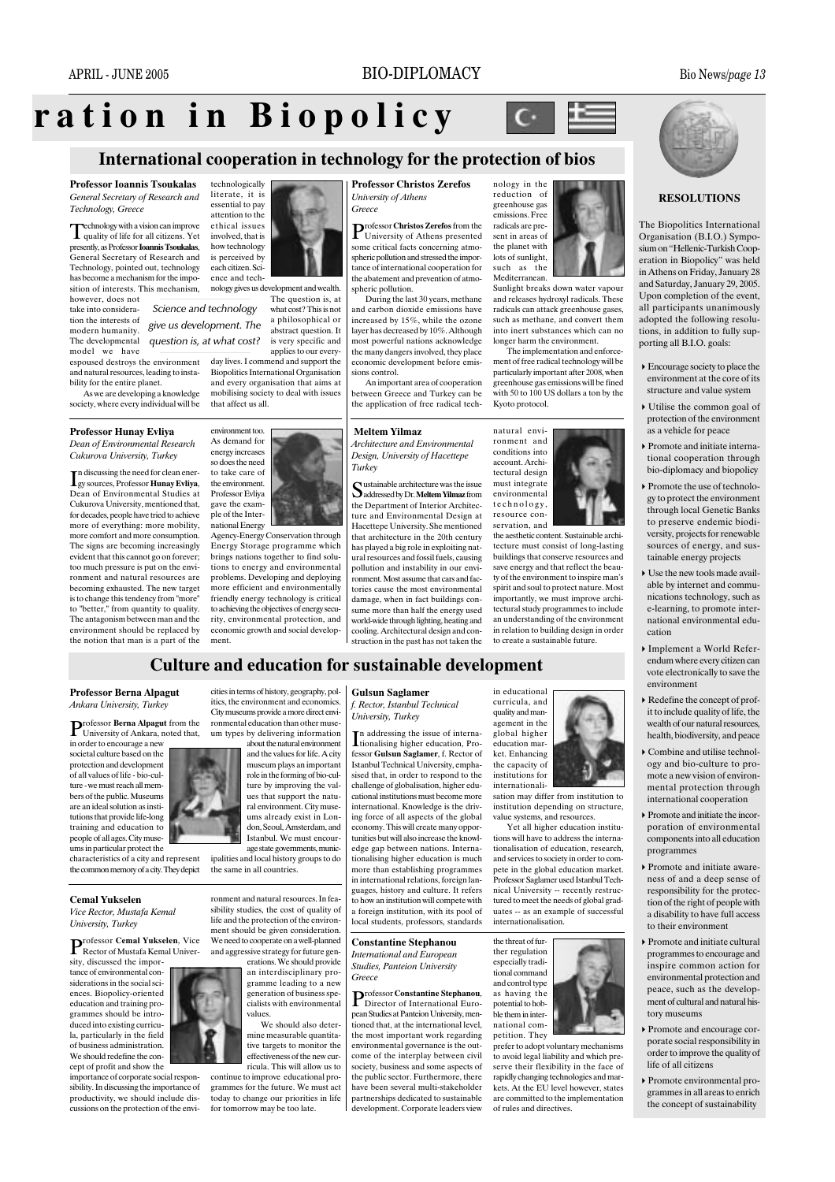# ration in Biopolicy

## International cooperation in technology for the protection of bios

### Professor Ioannis Tsoukalas

*General Secretary of Research and Technology, Greece*

Technology with a vision can improve quality of life for all citizens. Yet presently, as Professor **Ioannis Tsoukalas**, General Secretary of Research and Technology, pointed out, technology has become a mechanism for the imposition of interests. This mechanism, however, does not take into consideration the interests of modern humanity. The developmental model we have espoused destroys the environment and natural resources, leading to instability for the entire planet.

As we are developing a knowledge society, where every individual will be technologically literate, it is essential to pay attention to the ethical issues involved, that is how technology is perceived by each citizen. Science and technology gives us development and wealth. The question is, at what cost? This is not a philosophical or abstract question. It is very specific and applies to our everyday lives. I commend and support the Biopolitics International Organisation and every organisation that aims at mobilising society to deal with issues that affect us all.

> *Science and technology give us development. The question is, at what cost?*

### Professor Christos Zerefos

*University of Athens*
*Greece*

Professor **Christos Zerefos** from the University of Athens presented some critical facts concerning atmospheric pollution and stressed the importance of international cooperation for the abatement and prevention of atmospheric pollution.

During the last 30 years, methane and carbon dioxide emissions have increased by 15%, while the ozone layer has decreased by 10%. Although most powerful nations acknowledge the many dangers involved, they place economic development before emissions control.

An important area of cooperation between Greece and Turkey can be the application of free radical technology in the reduction of greenhouse gas emissions. Free radicals are present in areas of the planet with lots of sunlight, such as the Mediterranean. Sunlight breaks down water vapour and releases hydroxyl radicals. These radicals can attack greenhouse gases, such as methane, and convert them into inert substances which can no longer harm the environment.

The implementation and enforcement of free radical technology will be particularly important after 2008, when greenhouse gas emissions will be fined with 50 to 100 US dollars a ton by the Kyoto protocol.

### Professor Hunay Evliya

*Dean of Environmental Research*
*Cukurova University, Turkey*

In discussing the need for clean energy sources, Professor **Hunay Evliya**, Dean of Environmental Studies at Cukurova University, mentioned that, for decades, people have tried to achieve more of everything: more mobility, more comfort and more consumption. The signs are becoming increasingly evident that this cannot go on forever; too much pressure is put on the environment and natural resources are becoming exhausted. The new target is to change this tendency from "more" to "better," from quantity to quality. The antagonism between man and the environment should be replaced by the notion that man is a part of the environment too. As demand for energy increases so does the need to take care of the environment. Professor Evliya gave the example of the International Energy Agency-Energy Conservation through Energy Storage programme which brings nations together to find solutions to energy and environmental problems. Developing and deploying more efficient and environmentally friendly energy technology is critical to achieving the objectives of energy security, environmental protection, and economic growth and social development.

### Meltem Yilmaz

*Architecture and Environmental Design, University of Hacettepe*
*Turkey*

Sustainable architecture was the issue addressed by Dr. **Meltem Yilmaz** from the Department of Interior Architecture and Environmental Design at Hacettepe University. She mentioned that architecture in the 20th century has played a big role in exploiting natural resources and fossil fuels, causing pollution and instability in our environment. Most assume that cars and factories cause the most environmental damage, when in fact buildings consume more than half the energy used world-wide through lighting, heating and cooling. Architectural design and construction in the past has not taken the natural environment and conditions into account. Architectural design must integrate environmental technology, resource conservation, and the aesthetic content. Sustainable architecture must consist of long-lasting buildings that conserve resources and save energy and that reflect the beauty of the environment to inspire man's spirit and soul to protect nature. Most importantly, we must improve architectural study programmes to include an understanding of the environment in relation to building design in order to create a sustainable future.

## Culture and education for sustainable development

### Professor Berna Alpagut

*Ankara University, Turkey*

Professor **Berna Alpagut** from the University of Ankara, noted that, in order to encourage a new societal culture based on the protection and development of all values of life - bio-culture - we must reach all members of the public. Museums are an ideal solution as institutions that provide life-long training and education to people of all ages. City museums in particular protect the characteristics of a city and represent the common memory of a city. They depict cities in terms of history, geography, politics, the environment and economics. City museums provide a more direct environmental education than other museum types by delivering information about the natural environment and the values for life. A city museum plays an important role in the forming of bio-culture by improving the values that support the natural environment. City museums already exist in London, Seoul, Amsterdam, and Istanbul. We must encourage state governments, municipalities and local history groups to do the same in all countries.

### Gulsun Saglamer

*f. Rector, Istanbul Technical University, Turkey*

In addressing the issue of internationalising higher education, Professor **Gulsun Saglamer**, f. Rector of Istanbul Technical University, emphasised that, in order to respond to the challenge of globalisation, higher educational institutions must become more international. Knowledge is the driving force of all aspects of the global economy. This will create many opportunities but will also increase the knowledge gap between nations. Internationalising higher education is much more than establishing programmes in international relations, foreign languages, history and culture. It refers to how an institution will compete with a foreign institution, with its pool of local students, professors, standards in educational curricula, and quality and management in the global higher education market. Enhancing the capacity of institutions for internationalisation may differ from institution to institution depending on structure, value systems, and resources.

Yet all higher education institutions will have to address the internationalisation of education, research, and services to society in order to compete in the global education market. Professor Saglamer used Istanbul Technical University -- recently restructured to meet the needs of global graduates -- as an example of successful internationalisation.

### Cemal Yukselen

*Vice Rector, Mustafa Kemal University, Turkey*

Professor **Cemal Yukselen**, Vice Rector of Mustafa Kemal University, discussed the importance of environmental considerations in the social sciences. Biopolicy-oriented education and training programmes should be introduced into existing curricula, particularly in the field of business administration. We should redefine the concept of profit and show the importance of corporate social responsibility. In discussing the importance of productivity, we should include discussions on the protection of the environment and natural resources. In feasibility studies, the cost of quality of life and the protection of the environment should be given consideration. We need to cooperate on a well-planned and aggressive strategy for future generations. We should provide an interdisciplinary programme leading to a new generation of business specialists with environmental values.

We should also determine measurable quantitative targets to monitor the effectiveness of the new curricula. This will allow us to continue to improve educational programmes for the future. We must act today to change our priorities in life for tomorrow may be too late.

### Constantine Stephanou

*International and European Studies, Panteion University*
*Greece*

Professor **Constantine Stephanou**, Director of International European Studies at Panteion University, mentioned that, at the international level, the most important work regarding environmental governance is the outcome of the interplay between civil society, business and some aspects of the public sector. Furthermore, there have been several multi-stakeholder partnerships dedicated to sustainable development. Corporate leaders view the threat of further regulation especially traditional command and control type as having the potential to hobble them in international competition. They prefer to adopt voluntary mechanisms to avoid legal liability and which preserve their flexibility in the face of rapidly changing technologies and markets. At the EU level however, states are committed to the implementation of rules and directives.

## RESOLUTIONS

The Biopolitics International Organisation (B.I.O.) Symposium on "Hellenic-Turkish Cooperation in Biopolicy" was held in Athens on Friday, January 28 and Saturday, January 29, 2005. Upon completion of the event, all participants unanimously adopted the following resolutions, in addition to fully supporting all B.I.O. goals:

- Encourage society to place the environment at the core of its structure and value system
- Utilise the common goal of protection of the environment as a vehicle for peace
- Promote and initiate international cooperation through bio-diplomacy and biopolicy
- Promote the use of technology to protect the environment through local Genetic Banks to preserve endemic biodiversity, projects for renewable sources of energy, and sustainable energy projects
- Use the new tools made available by internet and communications technology, such as e-learning, to promote international environmental education
- Implement a World Referendum where every citizen can vote electronically to save the environment
- Redefine the concept of profit to include quality of life, the wealth of our natural resources, health, biodiversity, and peace
- Combine and utilise technology and bio-culture to promote a new vision of environmental protection through international cooperation
- Promote and initiate the incorporation of environmental components into all education programmes
- Promote and initiate awareness of and a deep sense of responsibility for the protection of the right of people with a disability to have full access to their environment
- Promote and initiate cultural programmes to encourage and inspire common action for environmental protection and peace, such as the development of cultural and natural history museums
- Promote and encourage corporate social responsibility in order to improve the quality of life of all citizens
- Promote environmental programmes in all areas to enrich the concept of sustainability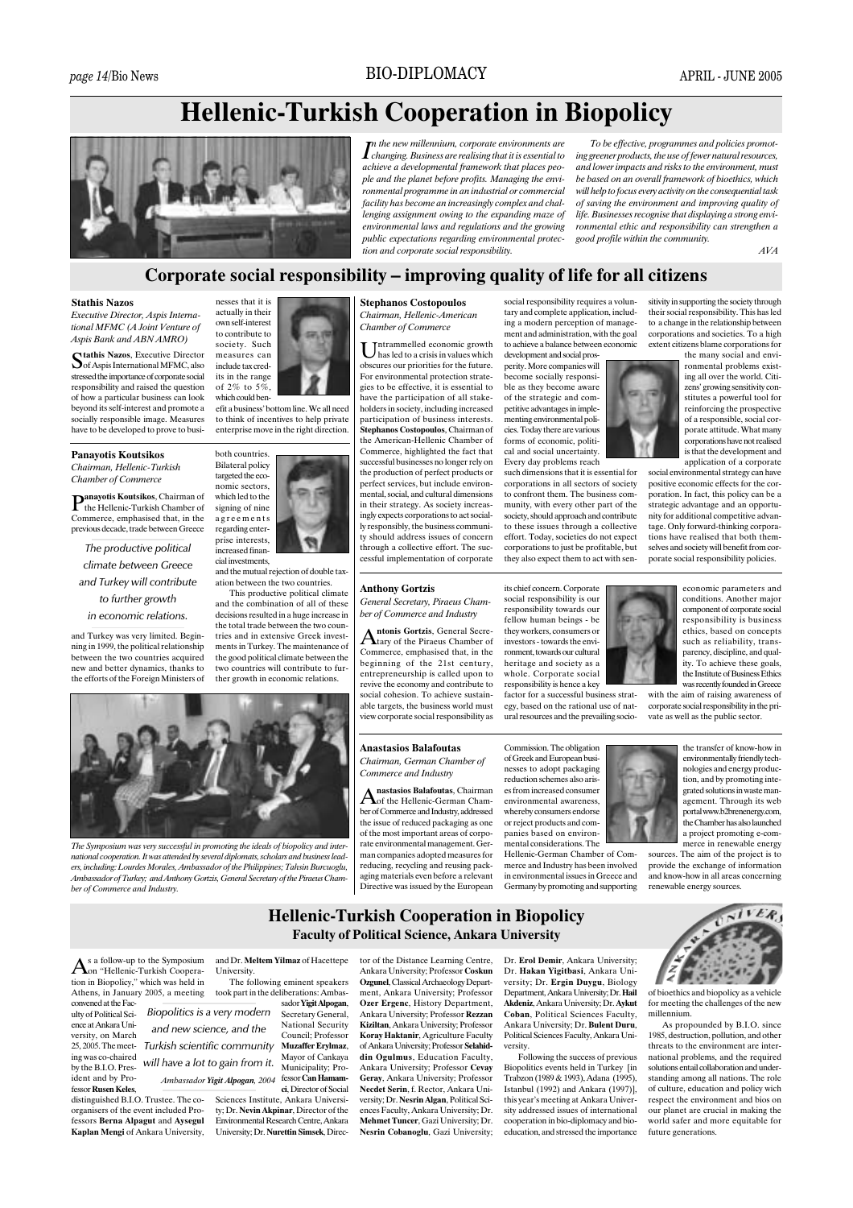# Hellenic-Turkish Cooperation in Biopolicy

*In the new millennium, corporate environments are changing. Business are realising that it is essential to achieve a developmental framework that places people and the planet before profits. Managing the environmental programme in an industrial or commercial facility has become an increasingly complex and challenging assignment owing to the expanding maze of environmental laws and regulations and the growing public expectations regarding environmental protection and corporate social responsibility.*

*To be effective, programmes and policies promoting greener products, the use of fewer natural resources, and lower impacts and risks to the environment, must be based on an overall framework of bioethics, which will help to focus every activity on the consequential task of saving the environment and improving quality of life. Businesses recognise that displaying a strong environmental ethic and responsibility can strengthen a good profile within the community.*

*AVA*

## Corporate social responsibility – improving quality of life for all citizens

### Stathis Nazos

*Executive Director, Aspis International MFMC (A Joint Venture of Aspis Bank and ABN AMRO)*

**Stathis Nazos**, Executive Director of Aspis International MFMC, also stressed the importance of corporate social responsibility and raised the question of how a particular business can look beyond its self-interest and promote a socially responsible image. Measures have to be developed to prove to businesses that it is actually in their own self-interest to contribute to society. Such measures can include tax credits in the range of 2% to 5%, which could benefit a business' bottom line. We all need to think of incentives to help private enterprise move in the right direction.

### Panayotis Koutsikos

*Chairman, Hellenic-Turkish Chamber of Commerce*

**Panayotis Koutsikos**, Chairman of the Hellenic-Turkish Chamber of Commerce, emphasised that, in the previous decade, trade between Greece and Turkey was very limited. Beginning in 1999, the political relationship between the two countries acquired new and better dynamics, thanks to the efforts of the Foreign Ministers of both countries. Bilateral policy targeted the economic sectors, which led to the signing of nine agreements regarding enterprise interests, increased financial investments, and the mutual rejection of double taxation between the two countries.

*The productive political climate between Greece and Turkey will contribute to further growth in economic relations.*

This productive political climate and the combination of all of these decisions resulted in a huge increase in the total trade between the two countries and in extensive Greek investments in Turkey. The maintenance of the good political climate between the two countries will contribute to further growth in economic relations.

*The Symposium was very successful in promoting the ideals of biopolicy and international cooperation. It was attended by several diplomats, scholars and business leaders, including: Lourdes Morales, Ambassador of the Philippines; Tahsin Burcuoglu, Ambassador of Turkey; and Anthony Gortzis, General Secretary of the Piraeus Chamber of Commerce and Industry.*

### Stephanos Costopoulos

*Chairman, Hellenic-American Chamber of Commerce*

Untrammelled economic growth has led to a crisis in values which obscures our priorities for the future. For environmental protection strategies to be effective, it is essential to have the participation of all stakeholders in society, including increased participation of business interests. **Stephanos Costopoulos**, Chairman of the American-Hellenic Chamber of Commerce, highlighted the fact that successful businesses no longer rely on the production of perfect products or perfect services, but include environmental, social, and cultural dimensions in their strategy. As society increasingly expects corporations to act socially responsibly, the business community should address issues of concern through a collective effort. The successful implementation of corporate social responsibility requires a voluntary and complete application, including a modern perception of management and administration, with the goal to achieve a balance between economic development and social prosperity. More companies will become socially responsible as they become aware of the strategic and competitive advantages in implementing environmental policies. Today there are various forms of economic, political and social uncertainty. Every day problems reach such dimensions that it is essential for corporations in all sectors of society to confront them. The business community, with every other part of the society, should approach and contribute to these issues through a collective effort. Today, societies do not expect corporations to just be profitable, but they also expect them to act with sensitivity in supporting the society through their social responsibility. This has led to a change in the relationship between corporations and societies. To a high extent citizens blame corporations for the many social and environmental problems existing all over the world. Citizens' growing sensitivity constitutes a powerful tool for reinforcing the prospective of a responsible, social corporate attitude. What many corporations have not realised is that the development and application of a corporate social environmental strategy can have positive economic effects for the corporation. In fact, this policy can be a strategic advantage and an opportunity for additional competitive advantage. Only forward-thinking corporations have realised that both themselves and society will benefit from corporate social responsibility policies.

### Anthony Gortzis

*General Secretary, Piraeus Chamber of Commerce and Industry*

**Antonis Gortzis**, General Secretary of the Piraeus Chamber of Commerce, emphasised that, in the beginning of the 21st century, entrepreneurship is called upon to revive the economy and contribute to social cohesion. To achieve sustainable targets, the business world must view corporate social responsibility as its chief concern. Corporate social responsibility is our responsibility towards our fellow human beings - be they workers, consumers or investors - towards the environment, towards our cultural heritage and society as a whole. Corporate social responsibility is hence a key factor for a successful business strategy, based on the rational use of natural resources and the prevailing socio-economic parameters and conditions. Another major component of corporate social responsibility is business ethics, based on concepts such as reliability, transparency, discipline, and quality. To achieve these goals, the Institute of Business Ethics was recently founded in Greece with the aim of raising awareness of corporate social responsibility in the private as well as the public sector.

### Anastasios Balafoutas

*Chairman, German Chamber of Commerce and Industry*

**Anastasios Balafoutas**, Chairman of the Hellenic-German Chamber of Commerce and Industry, addressed the issue of reduced packaging as one of the most important areas of corporate environmental management. German companies adopted measures for reducing, recycling and reusing packaging materials even before a relevant Directive was issued by the European Commission. The obligation of Greek and European businesses to adopt packaging reduction schemes also arises from increased consumer environmental awareness, whereby consumers endorse or reject products and companies based on environmental considerations. The Hellenic-German Chamber of Commerce and Industry has been involved in environmental issues in Greece and Germany by promoting and supporting the transfer of know-how in environmentally friendly technologies and energy production, and by promoting integrated solutions in waste management. Through its web portal www.b2brenenergy.com, the Chamber has also launched a project promoting e-commerce in renewable energy sources. The aim of the project is to provide the exchange of information and know-how in all areas concerning renewable energy sources.

## Hellenic-Turkish Cooperation in Biopolicy

### Faculty of Political Science, Ankara University

As a follow-up to the Symposium on "Hellenic-Turkish Cooperation in Biopolicy," which was held in Athens, in January 2005, a meeting convened at the Faculty of Political Science at Ankara University, on March 25, 2005. The meeting was co-chaired by the B.I.O. President and by Professor **Rusen Keles**, distinguished B.I.O. Trustee. The co-organisers of the event included Professors **Berna Alpagut** and **Aysegul Kaplan Mengi** of Ankara University, and Dr. **Meltem Yilmaz** of Hacettepe University.

*Biopolitics is a very modern and new science, and the Turkish scientific community will have a lot to gain from it.*

*Ambassador Yigit Alpogan, 2004*

The following eminent speakers took part in the deliberations: Ambassador **Yigit Alpogan**, Secretary General, National Security Council; Professor **Muzaffer Erylmaz**, Mayor of Cankaya Municipality; Professor **Can Hamamci**, Director of Social Sciences Institute, Ankara University; Dr. **Nevin Akpinar**, Director of the Environmental Research Centre, Ankara University; Dr. **Nurettin Simsek**, Director of the Distance Learning Centre, Ankara University; Professor **Coskun Ozgunel**, Classical Archaeology Department, Ankara University; Professor **Ozer Ergenc**, History Department, Ankara University; Professor **Rezzan Kiziltan**, Ankara University; Professor **Koray Haktanir**, Agriculture Faculty of Ankara University; Professor **Selahiddin Ogulmus**, Education Faculty, Ankara University; Professor **Cevay Geray**, Ankara University; Professor **Necdet Serin**, f. Rector, Ankara University; Dr. **Nesrin Algan**, Political Sciences Faculty, Ankara University; Dr. **Mehmet Tuncer**, Gazi University; Dr. **Nesrin Cobanoglu**, Gazi University; Dr. **Erol Demir**, Ankara University; Dr. **Hakan Yigitbasi**, Ankara University; Dr. **Ergin Duygu**, Biology Department, Ankara University; Dr. **Hail Akdeniz**, Ankara University; Dr. **Aykut Coban**, Political Sciences Faculty, Ankara University; Dr. **Bulent Duru**, Political Sciences Faculty, Ankara University.

Following the success of previous Biopolitics events held in Turkey [in Trabzon (1989 & 1993), Adana (1995), Istanbul (1992) and Ankara (1997)], this year's meeting at Ankara University addressed issues of international cooperation in bio-diplomacy and bio-education, and stressed the importance of bioethics and biopolicy as a vehicle for meeting the challenges of the new millennium.

As propounded by B.I.O. since 1985, destruction, pollution, and other threats to the environment are international problems, and the required solutions entail collaboration and understanding among all nations. The role of culture, education and policy which respect the environment and bios on our planet are crucial in making the world safer and more equitable for future generations.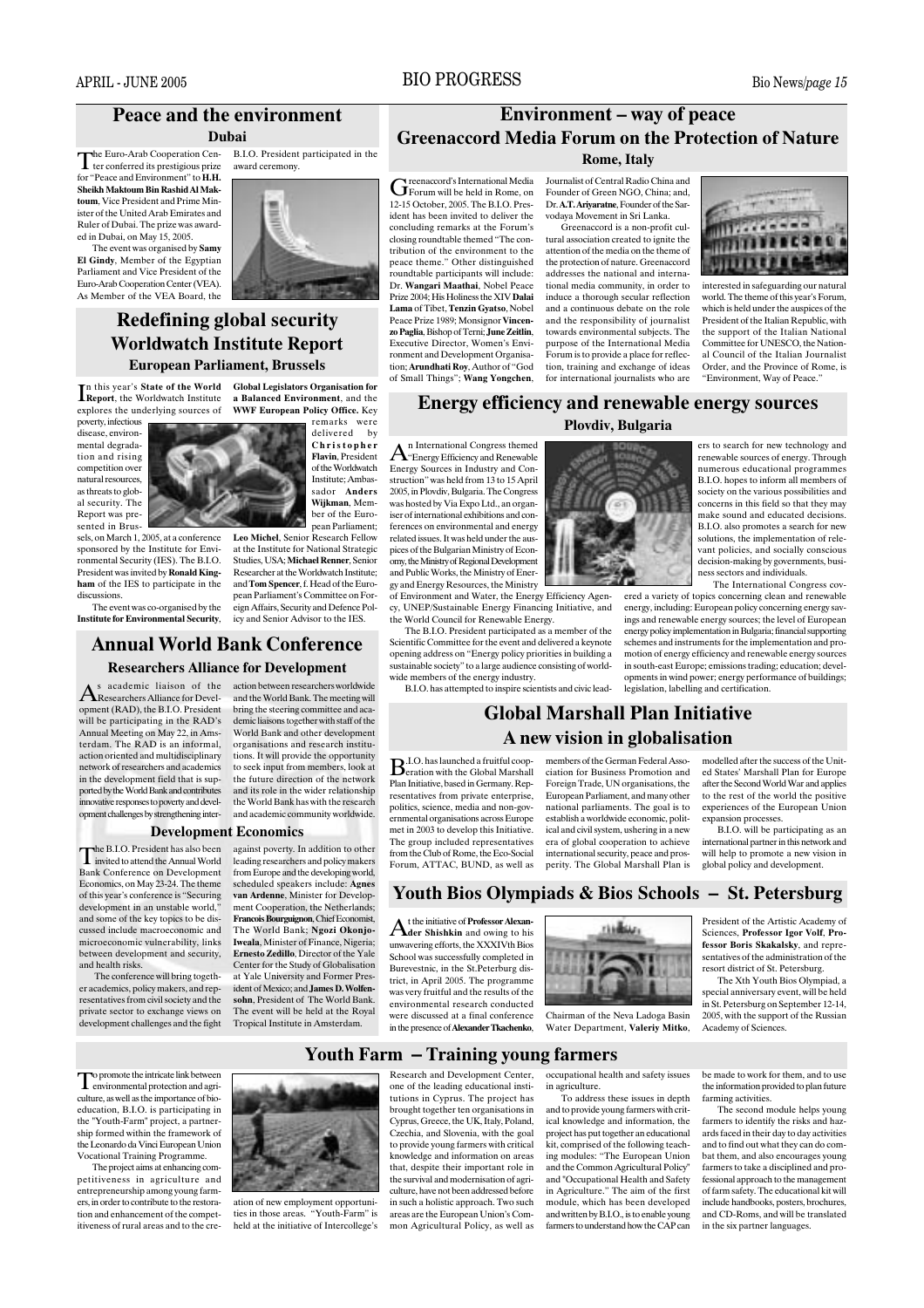## Peace and the environment

### Dubai

The Euro-Arab Cooperation Center conferred its prestigious prize for "Peace and Environment" to **H.H. Sheikh Maktoum Bin Rashid Al Maktoum**, Vice President and Prime Minister of the United Arab Emirates and Ruler of Dubai. The prize was awarded in Dubai, on May 15, 2005.

The event was organised by **Samy El Gindy**, Member of the Egyptian Parliament and Vice President of the Euro-Arab Cooperation Center (VEA). As Member of the VEA Board, the B.I.O. President participated in the award ceremony.

## Redefining global security
## Worldwatch Institute Report

### European Parliament, Brussels

In this year's **State of the World Report**, the Worldwatch Institute explores the underlying sources of poverty, infectious disease, environmental degradation and rising competition over natural resources, as threats to global security. The Report was presented in Brussels, on March 1, 2005, at a conference sponsored by the Institute for Environmental Security (IES). The B.I.O. President was invited by **Ronald Kingham** of the IES to participate in the discussions.

The event was co-organised by the **Institute for Environmental Security**, **Global Legislators Organisation for a Balanced Environment**, and the **WWF European Policy Office.** Key remarks were delivered by **Christopher Flavin**, President of the Worldwatch Institute; Ambassador **Anders Wijkman**, Member of the European Parliament; **Leo Michel**, Senior Research Fellow at the Institute for National Strategic Studies, USA; **Michael Renner**, Senior Researcher at the Worldwatch Institute; and **Tom Spencer**, f. Head of the European Parliament's Committee on Foreign Affairs, Security and Defence Policy and Senior Advisor to the IES.

## Annual World Bank Conference

### Researchers Alliance for Development

As academic liaison of the Researchers Alliance for Development (RAD), the B.I.O. President will be participating in the RAD's Annual Meeting on May 22, in Amsterdam. The RAD is an informal, action oriented and multidisciplinary network of researchers and academics in the development field that is supported by the World Bank and contributes innovative responses to poverty and development challenges by strengthening interaction between researchers worldwide and the World Bank. The meeting will bring the steering committee and academic liaisons together with staff of the World Bank and other development organisations and research institutions. It will provide the opportunity to seek input from members, look at the future direction of the network and its role in the wider relationship the World Bank has with the research and academic community worldwide.

### Development Economics

The B.I.O. President has also been invited to attend the Annual World Bank Conference on Development Economics, on May 23-24. The theme of this year's conference is "Securing development in an unstable world," and some of the key topics to be discussed include macroeconomic and microeconomic vulnerability, links between development and security, and health risks.

The conference will bring together academics, policy makers, and representatives from civil society and the private sector to exchange views on development challenges and the fight against poverty. In addition to other leading researchers and policy makers from Europe and the developing world, scheduled speakers include: **Agnes van Ardenne**, Minister for Development Cooperation, the Netherlands; **Francois Bourguignon**, Chief Economist, The World Bank; **Ngozi Okonjo-Iweala**, Minister of Finance, Nigeria; **Ernesto Zedillo**, Director of the Yale Center for the Study of Globalisation at Yale University and Former President of Mexico; and **James D. Wolfensohn**, President of The World Bank. The event will be held at the Royal Tropical Institute in Amsterdam.

## Environment – way of peace
## Greenaccord Media Forum on the Protection of Nature

### Rome, Italy

Greenaccord's International Media Forum will be held in Rome, on 12-15 October, 2005. The B.I.O. President has been invited to deliver the concluding remarks at the Forum's closing roundtable themed "The contribution of the environment to the peace theme." Other distinguished roundtable participants will include: Dr. **Wangari Maathai**, Nobel Peace Prize 2004; His Holiness the XIV **Dalai Lama** of Tibet, **Tenzin Gyatso**, Nobel Peace Prize 1989; Monsignor **Vincenzo Paglia**, Bishop of Terni; **June Zeitlin**, Executive Director, Women's Environment and Development Organisation; **Arundhati Roy**, Author of "God of Small Things"; **Wang Yongchen**, Journalist of Central Radio China and Founder of Green NGO, China; and, Dr. **A.T. Ariyaratne**, Founder of the Sarvodaya Movement in Sri Lanka.

Greenaccord is a non-profit cultural association created to ignite the attention of the media on the theme of the protection of nature. Greenaccord addresses the national and international media community, in order to induce a thorough secular reflection and a continuous debate on the role and the responsibility of journalist towards environmental subjects. The purpose of the International Media Forum is to provide a place for reflection, training and exchange of ideas for international journalists who are interested in safeguarding our natural world. The theme of this year's Forum, which is held under the auspices of the President of the Italian Republic, with the support of the Italian National Committee for UNESCO, the National Council of the Italian Journalist Order, and the Province of Rome, is "Environment, Way of Peace."

## Energy efficiency and renewable energy sources

### Plovdiv, Bulgaria

An International Congress themed "Energy Efficiency and Renewable Energy Sources in Industry and Construction" was held from 13 to 15 April 2005, in Plovdiv, Bulgaria. The Congress was hosted by Via Expo Ltd., an organiser of international exhibitions and conferences on environmental and energy related issues. It was held under the auspices of the Bulgarian Ministry of Economy, the Ministry of Regional Development and Public Works, the Ministry of Energy and Energy Resources, the Ministry of Environment and Water, the Energy Efficiency Agency, UNEP/Sustainable Energy Financing Initiative, and the World Council for Renewable Energy.

The B.I.O. President participated as a member of the Scientific Committee for the event and delivered a keynote opening address on "Energy policy priorities in building a sustainable society" to a large audience consisting of worldwide members of the energy industry.

B.I.O. has attempted to inspire scientists and civic leaders to search for new technology and renewable sources of energy. Through numerous educational programmes B.I.O. hopes to inform all members of society on the various possibilities and concerns in this field so that they may make sound and educated decisions. B.I.O. also promotes a search for new solutions, the implementation of relevant policies, and socially conscious decision-making by governments, business sectors and individuals.

The International Congress covered a variety of topics concerning clean and renewable energy, including: European policy concerning energy savings and renewable energy sources; the level of European energy policy implementation in Bulgaria; financial supporting schemes and instruments for the implementation and promotion of energy efficiency and renewable energy sources in south-east Europe; emissions trading; education; developments in wind power; energy performance of buildings; legislation, labelling and certification.

## Global Marshall Plan Initiative
## A new vision in globalisation

B.I.O. has launched a fruitful cooperation with the Global Marshall Plan Initiative, based in Germany. Representatives from private enterprise, politics, science, media and non-governmental organisations across Europe met in 2003 to develop this Initiative. The group included representatives from the Club of Rome, the Eco-Social Forum, ATTAC, BUND, as well as members of the German Federal Association for Business Promotion and Foreign Trade, UN organisations, the European Parliament, and many other national parliaments. The goal is to establish a worldwide economic, political and civil system, ushering in a new era of global cooperation to achieve international security, peace and prosperity. The Global Marshall Plan is modelled after the success of the United States' Marshall Plan for Europe after the Second World War and applies to the rest of the world the positive experiences of the European Union expansion processes.

B.I.O. will be participating as an international partner in this network and will help to promote a new vision in global policy and development.

## Youth Bios Olympiads & Bios Schools – St. Petersburg

At the initiative of **Professor Alexander Shishkin** and owing to his unwavering efforts, the XXXIVth Bios School was successfully completed in Burevestnic, in the St.Peterburg district, in April 2005. The programme was very fruitful and the results of the environmental research conducted were discussed at a final conference in the presence of **Alexander Tkachenko**, Chairman of the Neva Ladoga Basin Water Department, **Valeriy Mitko**, President of the Artistic Academy of Sciences, **Professor Igor Volf**, **Professor Boris Skakalsky**, and representatives of the administration of the resort district of St. Petersburg.

The Xth Youth Bios Olympiad, a special anniversary event, will be held in St. Petersburg on September 12-14, 2005, with the support of the Russian Academy of Sciences.

## Youth Farm – Training young farmers

To promote the intricate link between environmental protection and agriculture, as well as the importance of bio-education, B.I.O. is participating in the "Youth-Farm" project, a partnership formed within the framework of the Leonardo da Vinci European Union Vocational Training Programme.

The project aims at enhancing competitiveness in agriculture and entrepreneurship among young farmers, in order to contribute to the restoration and enhancement of the competitiveness of rural areas and to the creation of new employment opportunities in those areas. "Youth-Farm" is held at the initiative of Intercollege's Research and Development Center, one of the leading educational institutions in Cyprus. The project has brought together ten organisations in Cyprus, Greece, the UK, Italy, Poland, Czechia, and Slovenia, with the goal to provide young farmers with critical knowledge and information on areas that, despite their important role in the survival and modernisation of agriculture, have not been addressed before in such a holistic approach. Two such areas are the European Union's Common Agricultural Policy, as well as occupational health and safety issues in agriculture.

To address these issues in depth and to provide young farmers with critical knowledge and information, the project has put together an educational kit, comprised of the following teaching modules: "The European Union and the Common Agricultural Policy" and "Occupational Health and Safety in Agriculture." The aim of the first module, which has been developed and written by B.I.O., is to enable young farmers to understand how the CAP can be made to work for them, and to use the information provided to plan future farming activities.

The second module helps young farmers to identify the risks and hazards faced in their day to day activities and to find out what they can do combat them, and also encourages young farmers to take a disciplined and professional approach to the management of farm safety. The educational kit will include handbooks, posters, brochures, and CD-Roms, and will be translated in the six partner languages.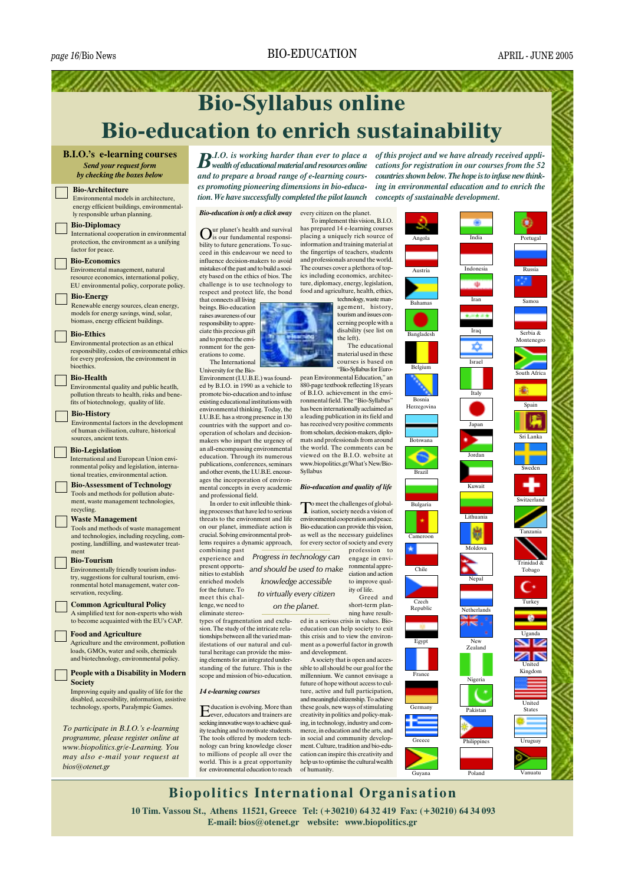# Bio-Syllabus online
# Bio-education to enrich sustainability

## B.I.O.'s e-learning courses

*Send your request form by checking the boxes below*

- ☐ **Bio-Architecture**
  Environmental models in architecture, energy efficient buildings, environmentally responsible urban planning.
- ☐ **Bio-Diplomacy**
  International cooperation in environmental protection, the environment as a unifying factor for peace.
- ☐ **Bio-Economics**
  Enviromental management, natural resource economics, international policy, EU environmental policy, corporate policy.
- ☐ **Bio-Energy**
  Renewable energy sources, clean energy, models for energy savings, wind, solar, biomass, energy efficient buildings.
- ☐ **Bio-Ethics**
  Environmental protection as an ethical responsibility, codes of environmental ethics for every profession, the environment in bioethics.
- ☐ **Bio-Health**
  Environmental quality and public health, pollution threats to health, risks and benefits of biotechnology, quality of life.
- ☐ **Bio-History**
  Environmental factors in the development of human civilisation, culture, historical sources, ancient texts.
- ☐ **Bio-Legislation**
  International and European Union environmental policy and legislation, international treaties, environmental action.
- ☐ **Bio-Assessment of Technology**
  Tools and methods for pollution abatement, waste management technologies, recycling.
- ☐ **Waste Management**
  Tools and methods of waste management and technologies, including recycling, composting, landfilling, and wastewater treatment
- ☐ **Bio-Tourism**
  Environmentally friendly tourism industry, suggestions for cultural tourism, environmental hotel management, water conservation, recycling.
- ☐ **Common Agricultural Policy**
  A simplified text for non-experts who wish to become acquainted with the EU's CAP.
- ☐ **Food and Agriculture**
  Agriculture and the environment, pollution loads, GMOs, water and soils, chemicals and biotechnology, environmental policy.
- ☐ **People with a Disability in Modern Society**
  Improving equity and quality of life for the disabled, accessibility, information, assistive technology, sports, Paralympic Games.

*To participate in B.I.O.'s e-learning programme, please register online at www.biopolitics.gr/e-Learning. You may also e-mail your request at bios@otenet.gr*

***B.I.O. is working harder than ever to place a wealth of educational material and resources online and to prepare a broad range of e-learning courses promoting pioneering dimensions in bio-education. We have successfully completed the pilot launch of this project and we have already received applications for registration in our courses from the 52 countries shown below. The hope is to infuse new thinking in environmental education and to enrich the concepts of sustainable development.***

### *Bio-education is only a click away*

Our planet's health and survival is our fundamental responsibility to future generations. To succeed in this endeavour we need to influence decision-makers to avoid mistakes of the past and to build a society based on the ethics of bios. The challenge is to use technology to respect and protect life, the bond that connects all living beings. Bio-education raises awareness of our responsibility to appreciate this precious gift and to protect the environment for the generations to come.

The International University for the Bio-Environment (I.U.B.E.) was founded by B.I.O. in 1990 as a vehicle to promote bio-education and to infuse existing educational institutions with environmental thinking. Today, the I.U.B.E. has a strong presence in 130 countries with the support and cooperation of scholars and decision-makers who impart the urgency of an all-encompassing environmental education. Through its numerous publications, conferences, seminars and other events, the I.U.B.E. encourages the incorporation of environmental concepts in every academic and professional field.

In order to exit inflexible thinking processes that have led to serious threats to the environment and life on our planet, immediate action is crucial. Solving environmental problems requires a dynamic approach, combining past experience and present opportunities to establish enriched models for the future. To meet this challenge, we need to eliminate stereotypes of fragmentation and exclusion. The study of the intricate relationships between all the varied manifestations of our natural and cultural heritage can provide the missing elements for an integrated understanding of the future. This is the scope and mission of bio-education.

> *Progress in technology can and should be used to make knowledge accessible to virtually every citizen on the planet.*

### *14 e-learning courses*

Education is evolving. More than ever, educators and trainers are seeking innovative ways to achieve quality teaching and to motivate students. The tools offered by modern technology can bring knowledge closer to millions of people all over the world. This is a great opportunity for environmental education to reach every citizen on the planet.

To implement this vision, B.I.O. has prepared 14 e-learning courses providing a uniquely rich source of information and training material at the fingertips of teachers, students and professionals around the world. The courses cover a plethora of topics including economics, architecture, diplomacy, energy, legislation, food and agriculture, health, ethics, technology, waste management, history, tourism and issues concerning people with a disability (see list on the left).

The educational material used in these courses is based on "Bio-Syllabus for European Environmental Education," an 880-page textbook reflecting 18 years of B.I.O. achievement in the environmental field. The "Bio-Syllabus" has been internationally acclaimed as a leading publication in its field and has received very positive comments from scholars, decision-makers, diplomats and professionals from around the world. The comments can be viewed on the B.I.O. website at www.biopolitics.gr/What's New/Bio-Syllabus

### *Bio-education and quality of life*

To meet the challenges of globalisation, society needs a vision of environmental cooperation and peace. Bio-education can provide this vision, as well as the necessary guidelines for every sector of society and every profession to engage in environmental appreciation and action to improve quality of life.

Greed and short-term planning have resulted in a serious crisis in values. Bio-education can help society to exit this crisis and to view the environment as a powerful factor in growth and development.

A society that is open and accessible to all should be our goal for the millennium. We cannot envisage a future of hope without access to culture, active and full participation, and meaningful citizenship. To achieve these goals, new ways of stimulating creativity in politics and policy-making, in technology, industry and commerce, in education and the arts, and in social and community development. Culture, tradition and bio-education can inspire this creativity and help us to optimise the cultural wealth of humanity.

Angola
Austria
Bahamas
Bangladesh
Belgium
Bosnia Herzegovina
Botswana
Brazil
Bulgaria
Cameroon
Chile
Czech Republic
Egypt
France
Germany
Greece
Guyana
India
Indonesia
Iran
Iraq
Israel
Italy
Japan
Jordan
Kuwait
Lithuania
Moldova
Nepal
Netherlands
New Zealand
Nigeria
Pakistan
Philippines
Poland
Portugal
Russia
Samoa
Serbia & Montenegro
South Africa
Spain
Sri Lanka
Sweden
Switzerland
Tanzania
Trinidad & Tobago
Turkey
Uganda
United Kingdom
United States
Uruguay
Vanuatu

## Biopolitics International Organisation

**10 Tim. Vassou St., Athens 11521, Greece Tel: (+30210) 64 32 419 Fax: (+30210) 64 34 093**
**E-mail: bios@otenet.gr website: www.biopolitics.gr**